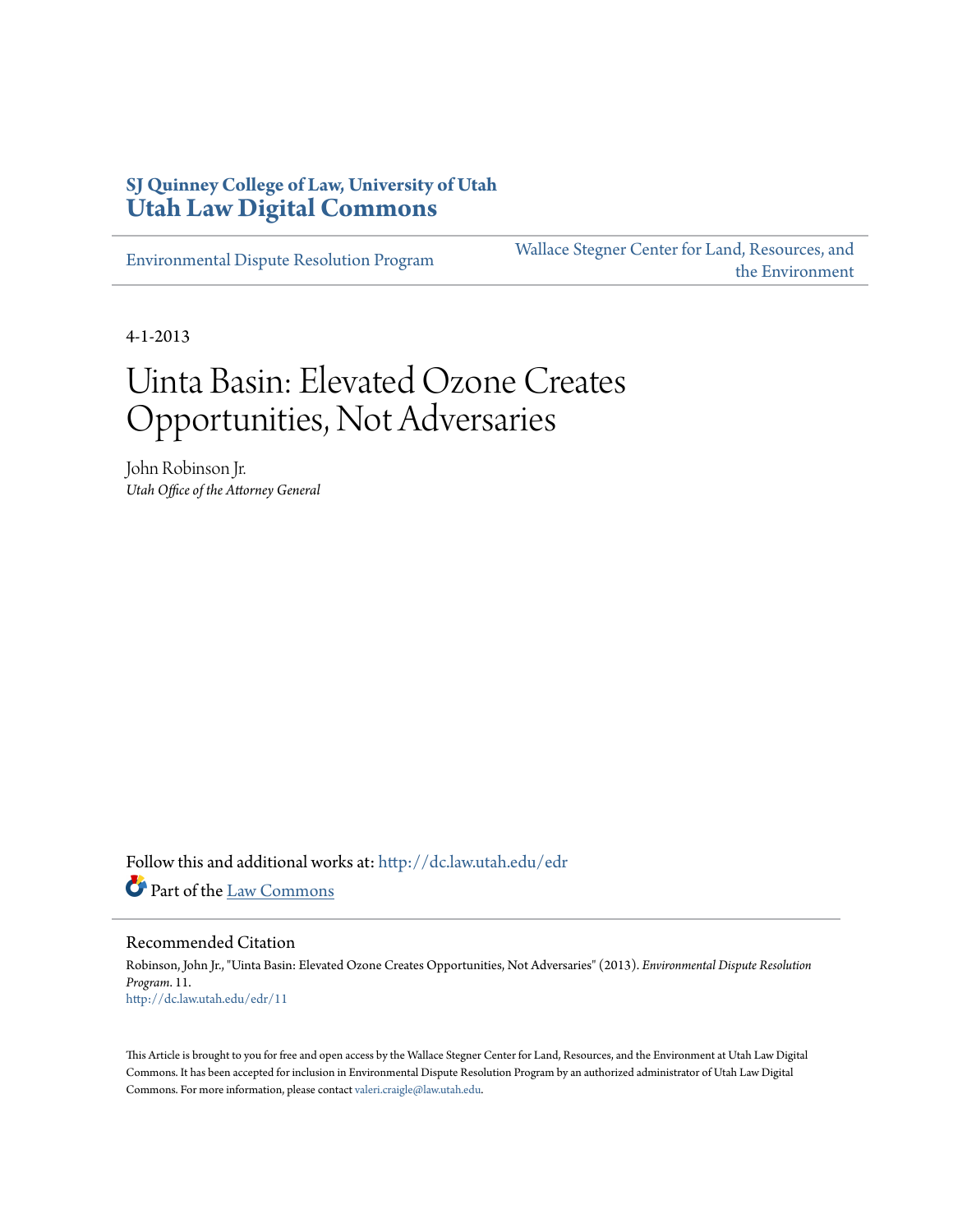SJ Quinney College of Law, University of Utah
**Utah Law Digital Commons**

Environmental Dispute Resolution Program | Wallace Stegner Center for Land, Resources, and the Environment

4-1-2013

# Uinta Basin: Elevated Ozone Creates Opportunities, Not Adversaries

John Robinson Jr.
*Utah Office of the Attorney General*

Follow this and additional works at: http://dc.law.utah.edu/edr

Part of the Law Commons

## Recommended Citation

Robinson, John Jr., "Uinta Basin: Elevated Ozone Creates Opportunities, Not Adversaries" (2013). *Environmental Dispute Resolution Program*. 11.
http://dc.law.utah.edu/edr/11

This Article is brought to you for free and open access by the Wallace Stegner Center for Land, Resources, and the Environment at Utah Law Digital Commons. It has been accepted for inclusion in Environmental Dispute Resolution Program by an authorized administrator of Utah Law Digital Commons. For more information, please contact valeri.craigle@law.utah.edu.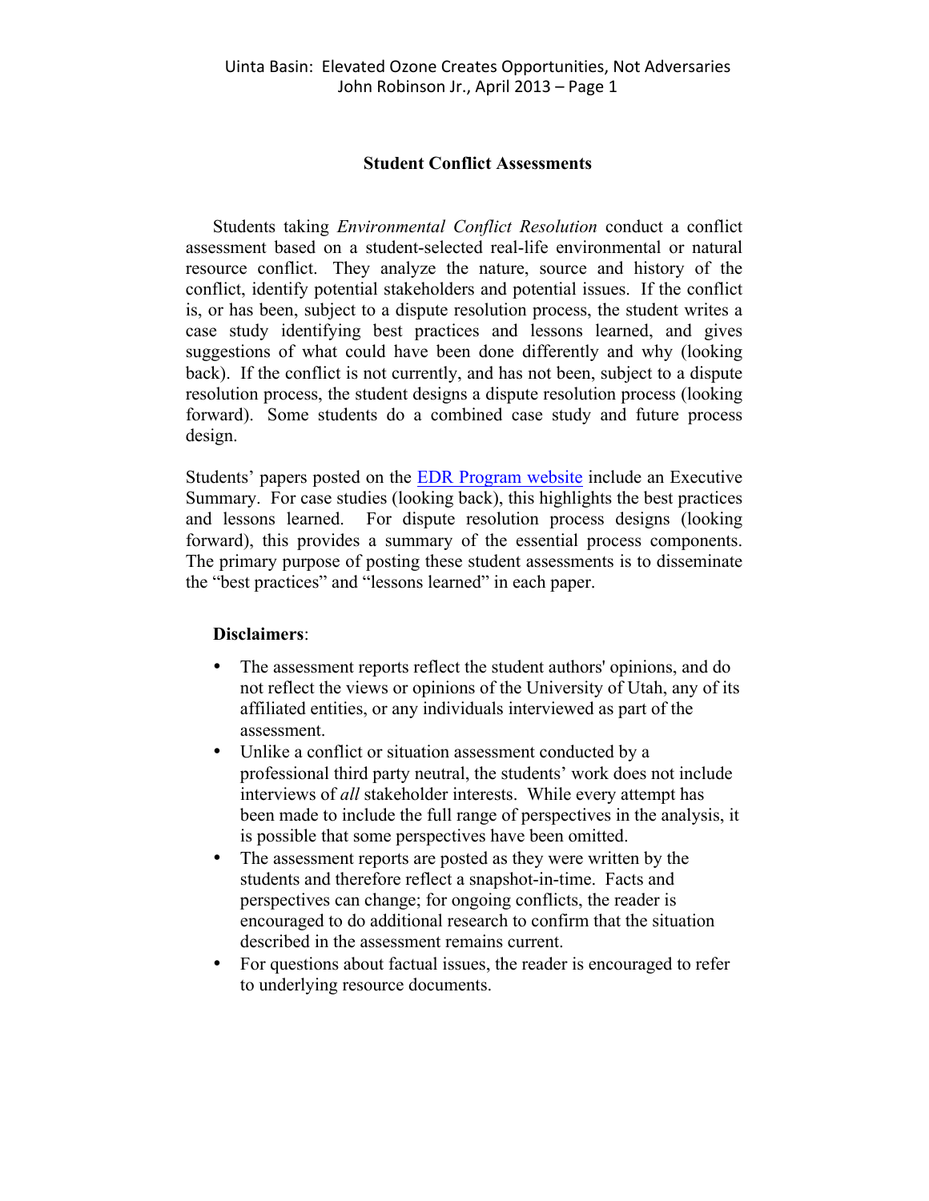## Student Conflict Assessments

Students taking *Environmental Conflict Resolution* conduct a conflict assessment based on a student-selected real-life environmental or natural resource conflict. They analyze the nature, source and history of the conflict, identify potential stakeholders and potential issues. If the conflict is, or has been, subject to a dispute resolution process, the student writes a case study identifying best practices and lessons learned, and gives suggestions of what could have been done differently and why (looking back). If the conflict is not currently, and has not been, subject to a dispute resolution process, the student designs a dispute resolution process (looking forward). Some students do a combined case study and future process design.

Students' papers posted on the EDR Program website include an Executive Summary. For case studies (looking back), this highlights the best practices and lessons learned. For dispute resolution process designs (looking forward), this provides a summary of the essential process components. The primary purpose of posting these student assessments is to disseminate the "best practices" and "lessons learned" in each paper.

**Disclaimers**:

- The assessment reports reflect the student authors' opinions, and do not reflect the views or opinions of the University of Utah, any of its affiliated entities, or any individuals interviewed as part of the assessment.
- Unlike a conflict or situation assessment conducted by a professional third party neutral, the students' work does not include interviews of *all* stakeholder interests. While every attempt has been made to include the full range of perspectives in the analysis, it is possible that some perspectives have been omitted.
- The assessment reports are posted as they were written by the students and therefore reflect a snapshot-in-time. Facts and perspectives can change; for ongoing conflicts, the reader is encouraged to do additional research to confirm that the situation described in the assessment remains current.
- For questions about factual issues, the reader is encouraged to refer to underlying resource documents.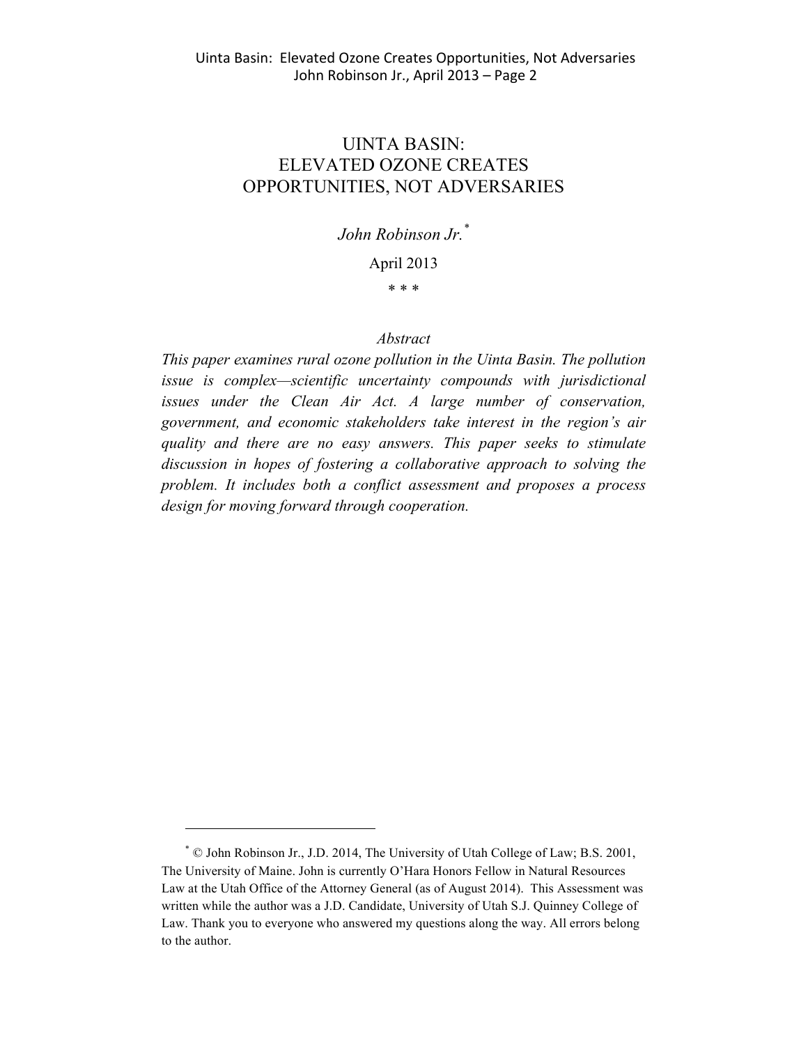# UINTA BASIN: ELEVATED OZONE CREATES OPPORTUNITIES, NOT ADVERSARIES

*John Robinson Jr.*[*]

April 2013

\* \* \*

*Abstract*

*This paper examines rural ozone pollution in the Uinta Basin. The pollution issue is complex—scientific uncertainty compounds with jurisdictional issues under the Clean Air Act. A large number of conservation, government, and economic stakeholders take interest in the region's air quality and there are no easy answers. This paper seeks to stimulate discussion in hopes of fostering a collaborative approach to solving the problem. It includes both a conflict assessment and proposes a process design for moving forward through cooperation.*

---

[*] © John Robinson Jr., J.D. 2014, The University of Utah College of Law; B.S. 2001, The University of Maine. John is currently O'Hara Honors Fellow in Natural Resources Law at the Utah Office of the Attorney General (as of August 2014). This Assessment was written while the author was a J.D. Candidate, University of Utah S.J. Quinney College of Law. Thank you to everyone who answered my questions along the way. All errors belong to the author.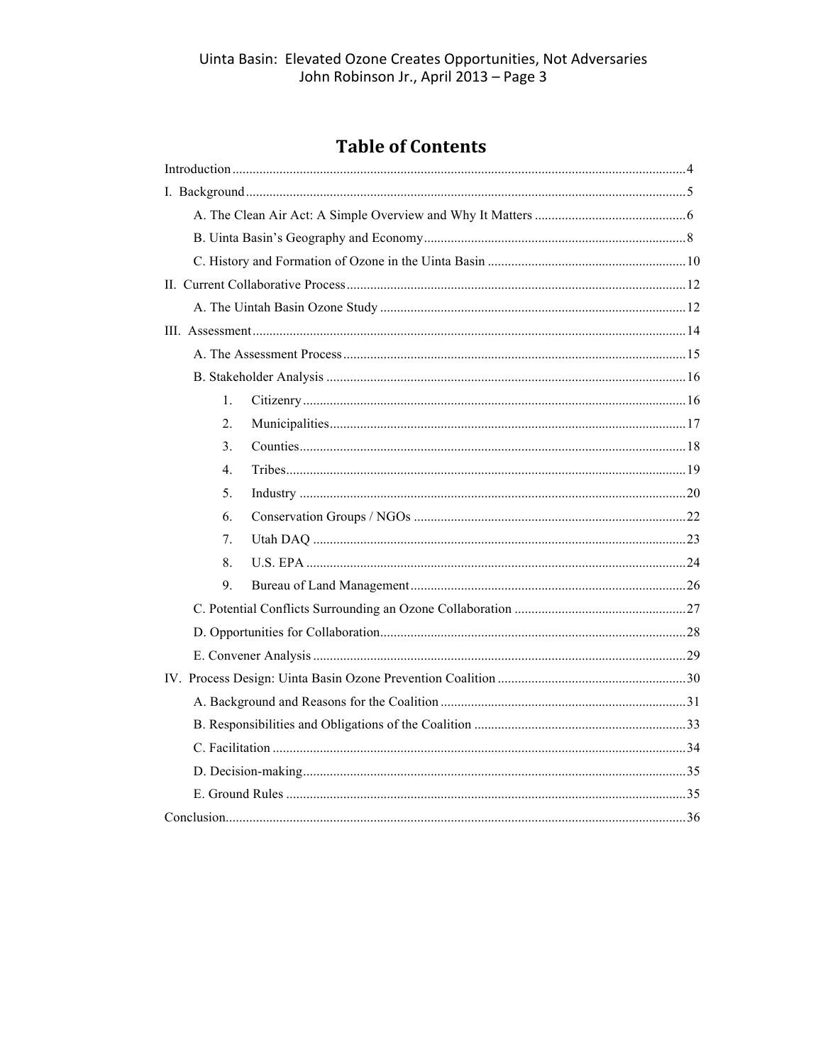# Table of Contents

Introduction ..... 4

I. Background ..... 5

- A. The Clean Air Act: A Simple Overview and Why It Matters ..... 6
- B. Uinta Basin's Geography and Economy ..... 8
- C. History and Formation of Ozone in the Uinta Basin ..... 10

II. Current Collaborative Process ..... 12

- A. The Uintah Basin Ozone Study ..... 12

III. Assessment ..... 14

- A. The Assessment Process ..... 15
- B. Stakeholder Analysis ..... 16
  1. Citizenry ..... 16
  2. Municipalities ..... 17
  3. Counties ..... 18
  4. Tribes ..... 19
  5. Industry ..... 20
  6. Conservation Groups / NGOs ..... 22
  7. Utah DAQ ..... 23
  8. U.S. EPA ..... 24
  9. Bureau of Land Management ..... 26
- C. Potential Conflicts Surrounding an Ozone Collaboration ..... 27
- D. Opportunities for Collaboration ..... 28
- E. Convener Analysis ..... 29

IV. Process Design: Uinta Basin Ozone Prevention Coalition ..... 30

- A. Background and Reasons for the Coalition ..... 31
- B. Responsibilities and Obligations of the Coalition ..... 33
- C. Facilitation ..... 34
- D. Decision-making ..... 35
- E. Ground Rules ..... 35

Conclusion ..... 36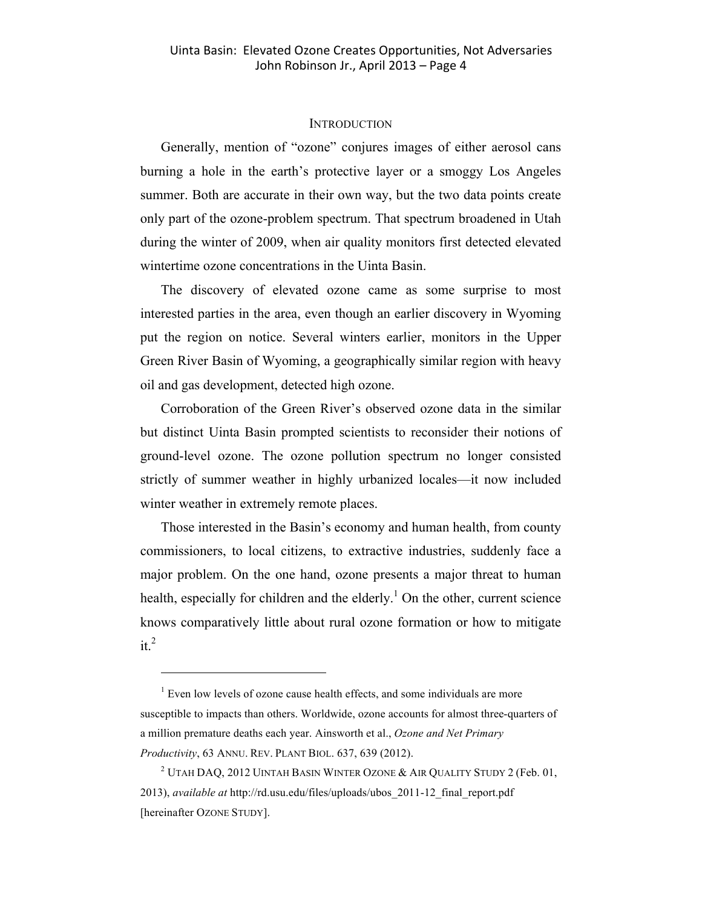## INTRODUCTION

Generally, mention of "ozone" conjures images of either aerosol cans burning a hole in the earth's protective layer or a smoggy Los Angeles summer. Both are accurate in their own way, but the two data points create only part of the ozone-problem spectrum. That spectrum broadened in Utah during the winter of 2009, when air quality monitors first detected elevated wintertime ozone concentrations in the Uinta Basin.

The discovery of elevated ozone came as some surprise to most interested parties in the area, even though an earlier discovery in Wyoming put the region on notice. Several winters earlier, monitors in the Upper Green River Basin of Wyoming, a geographically similar region with heavy oil and gas development, detected high ozone.

Corroboration of the Green River's observed ozone data in the similar but distinct Uinta Basin prompted scientists to reconsider their notions of ground-level ozone. The ozone pollution spectrum no longer consisted strictly of summer weather in highly urbanized locales—it now included winter weather in extremely remote places.

Those interested in the Basin's economy and human health, from county commissioners, to local citizens, to extractive industries, suddenly face a major problem. On the one hand, ozone presents a major threat to human health, especially for children and the elderly.[1] On the other, current science knows comparatively little about rural ozone formation or how to mitigate it.[2]

---

[1] Even low levels of ozone cause health effects, and some individuals are more susceptible to impacts than others. Worldwide, ozone accounts for almost three-quarters of a million premature deaths each year. Ainsworth et al., *Ozone and Net Primary Productivity*, 63 ANNU. REV. PLANT BIOL. 637, 639 (2012).

[2] UTAH DAQ, 2012 UINTAH BASIN WINTER OZONE & AIR QUALITY STUDY 2 (Feb. 01, 2013), *available at* http://rd.usu.edu/files/uploads/ubos_2011-12_final_report.pdf [hereinafter OZONE STUDY].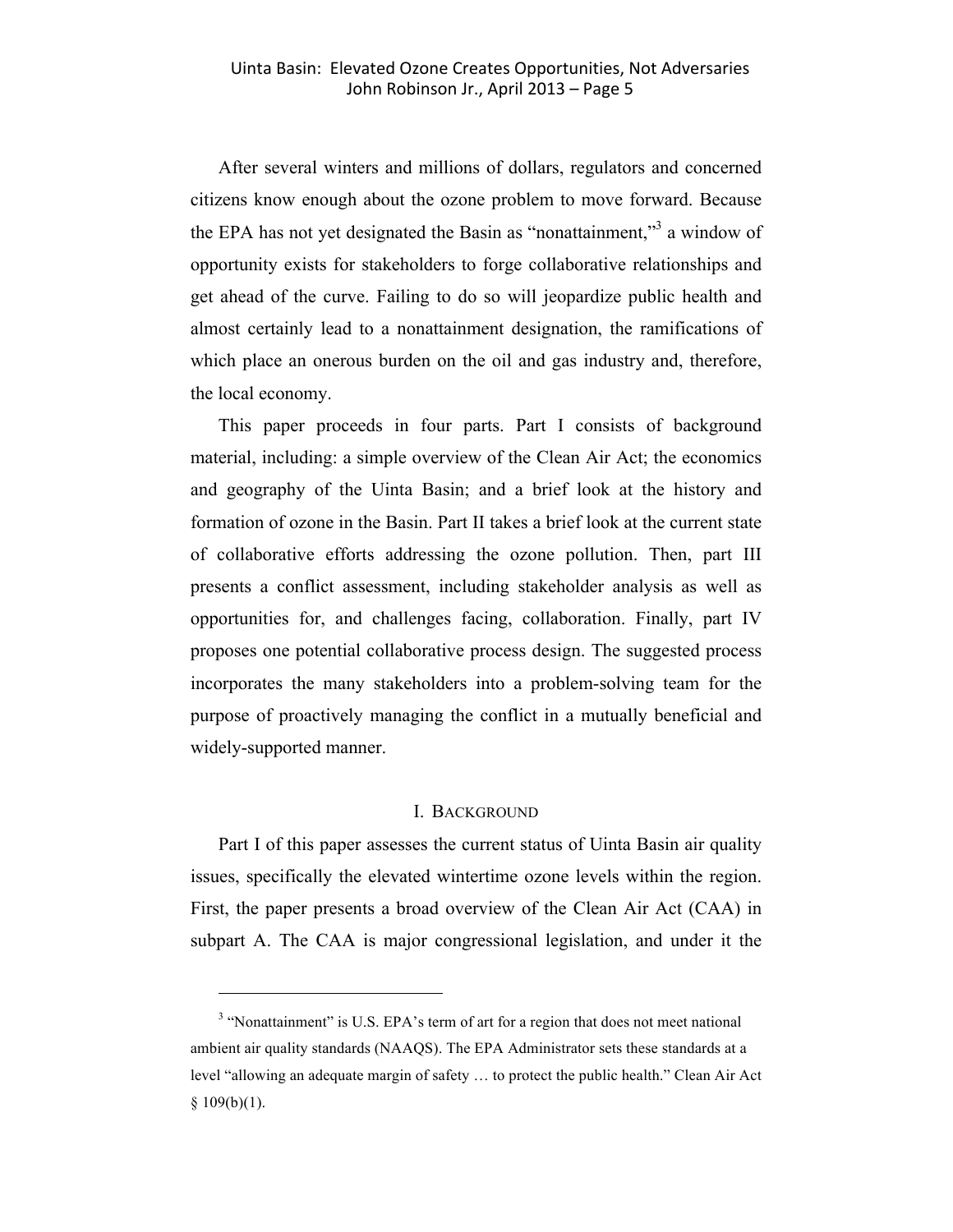After several winters and millions of dollars, regulators and concerned citizens know enough about the ozone problem to move forward. Because the EPA has not yet designated the Basin as "nonattainment,"[3] a window of opportunity exists for stakeholders to forge collaborative relationships and get ahead of the curve. Failing to do so will jeopardize public health and almost certainly lead to a nonattainment designation, the ramifications of which place an onerous burden on the oil and gas industry and, therefore, the local economy.

This paper proceeds in four parts. Part I consists of background material, including: a simple overview of the Clean Air Act; the economics and geography of the Uinta Basin; and a brief look at the history and formation of ozone in the Basin. Part II takes a brief look at the current state of collaborative efforts addressing the ozone pollution. Then, part III presents a conflict assessment, including stakeholder analysis as well as opportunities for, and challenges facing, collaboration. Finally, part IV proposes one potential collaborative process design. The suggested process incorporates the many stakeholders into a problem-solving team for the purpose of proactively managing the conflict in a mutually beneficial and widely-supported manner.

## I. Background

Part I of this paper assesses the current status of Uinta Basin air quality issues, specifically the elevated wintertime ozone levels within the region. First, the paper presents a broad overview of the Clean Air Act (CAA) in subpart A. The CAA is major congressional legislation, and under it the

[3] "Nonattainment" is U.S. EPA's term of art for a region that does not meet national ambient air quality standards (NAAQS). The EPA Administrator sets these standards at a level "allowing an adequate margin of safety … to protect the public health." Clean Air Act § 109(b)(1).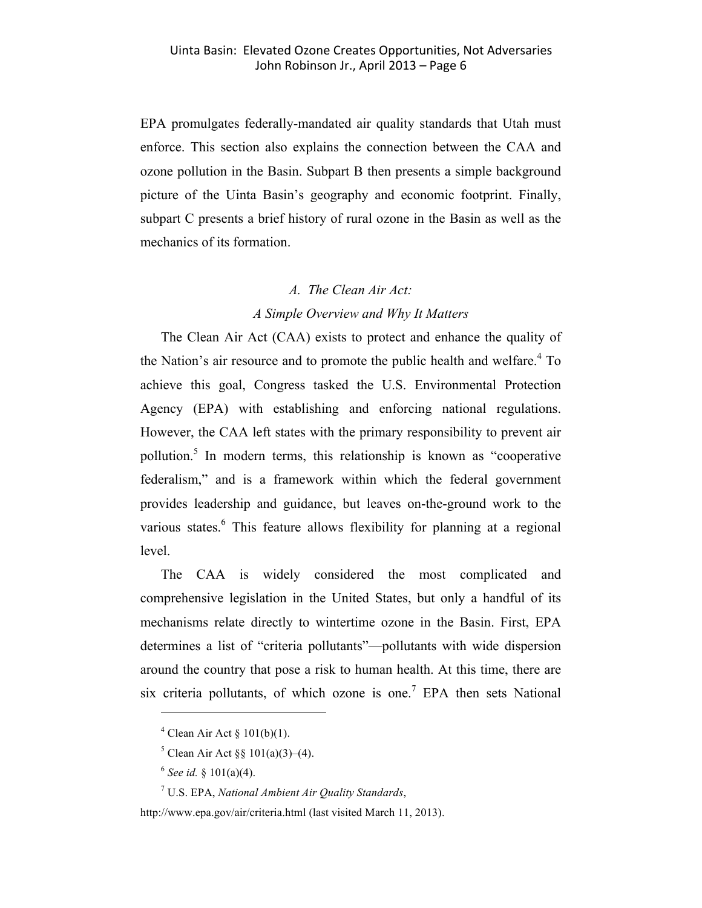EPA promulgates federally-mandated air quality standards that Utah must enforce. This section also explains the connection between the CAA and ozone pollution in the Basin. Subpart B then presents a simple background picture of the Uinta Basin's geography and economic footprint. Finally, subpart C presents a brief history of rural ozone in the Basin as well as the mechanics of its formation.

### *A. The Clean Air Act: A Simple Overview and Why It Matters*

The Clean Air Act (CAA) exists to protect and enhance the quality of the Nation's air resource and to promote the public health and welfare.[4] To achieve this goal, Congress tasked the U.S. Environmental Protection Agency (EPA) with establishing and enforcing national regulations. However, the CAA left states with the primary responsibility to prevent air pollution.[5] In modern terms, this relationship is known as "cooperative federalism," and is a framework within which the federal government provides leadership and guidance, but leaves on-the-ground work to the various states.[6] This feature allows flexibility for planning at a regional level.

The CAA is widely considered the most complicated and comprehensive legislation in the United States, but only a handful of its mechanisms relate directly to wintertime ozone in the Basin. First, EPA determines a list of "criteria pollutants"—pollutants with wide dispersion around the country that pose a risk to human health. At this time, there are six criteria pollutants, of which ozone is one.[7] EPA then sets National

---

[4] Clean Air Act § 101(b)(1).

[5] Clean Air Act §§ 101(a)(3)–(4).

[6] *See id.* § 101(a)(4).

[7] U.S. EPA, *National Ambient Air Quality Standards*, http://www.epa.gov/air/criteria.html (last visited March 11, 2013).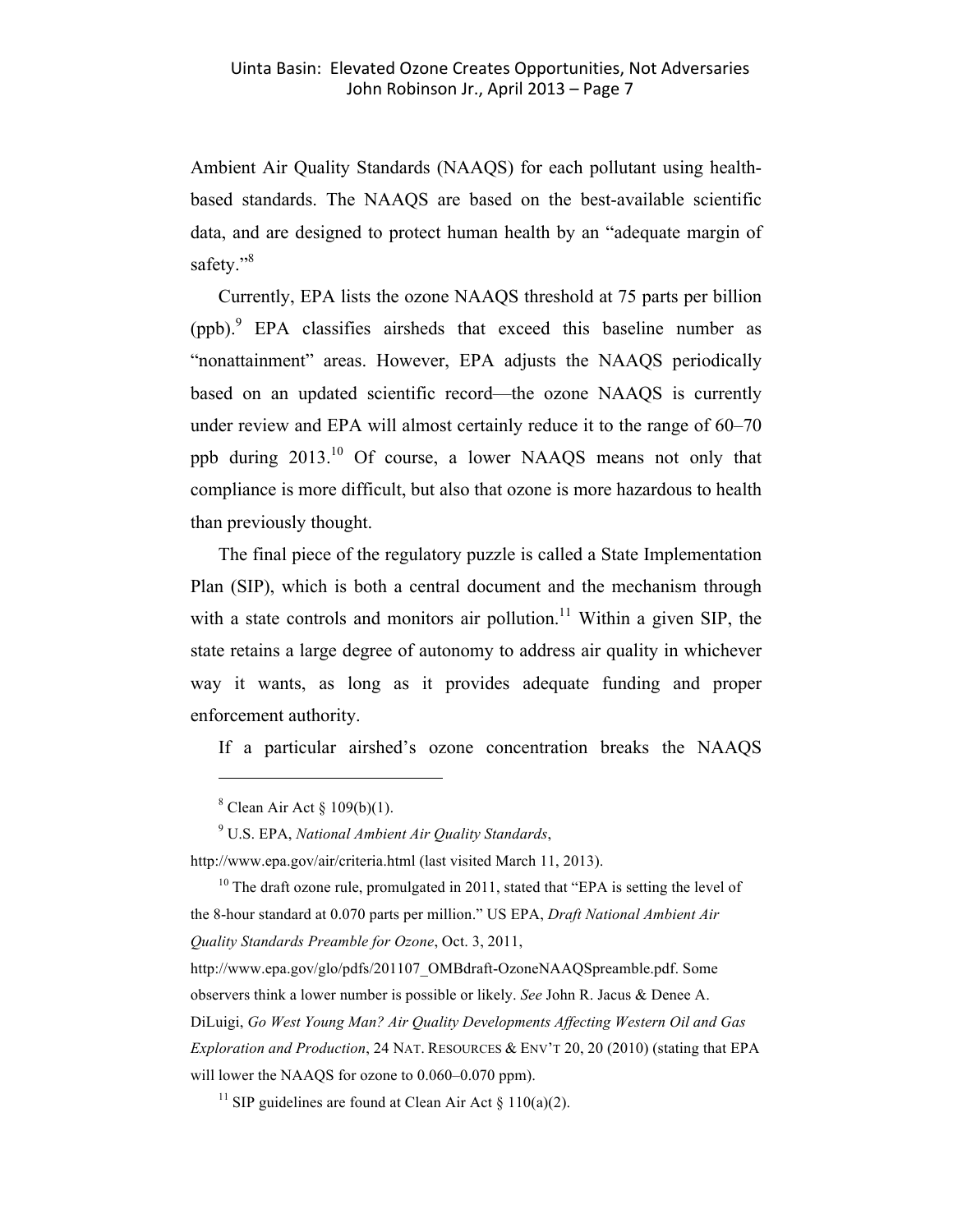Ambient Air Quality Standards (NAAQS) for each pollutant using health-based standards. The NAAQS are based on the best-available scientific data, and are designed to protect human health by an "adequate margin of safety."[8]

Currently, EPA lists the ozone NAAQS threshold at 75 parts per billion (ppb).[9] EPA classifies airsheds that exceed this baseline number as "nonattainment" areas. However, EPA adjusts the NAAQS periodically based on an updated scientific record—the ozone NAAQS is currently under review and EPA will almost certainly reduce it to the range of 60–70 ppb during 2013.[10] Of course, a lower NAAQS means not only that compliance is more difficult, but also that ozone is more hazardous to health than previously thought.

The final piece of the regulatory puzzle is called a State Implementation Plan (SIP), which is both a central document and the mechanism through with a state controls and monitors air pollution.[11] Within a given SIP, the state retains a large degree of autonomy to address air quality in whichever way it wants, as long as it provides adequate funding and proper enforcement authority.

If a particular airshed's ozone concentration breaks the NAAQS

---

[8] Clean Air Act § 109(b)(1).

[9] U.S. EPA, *National Ambient Air Quality Standards*, http://www.epa.gov/air/criteria.html (last visited March 11, 2013).

[10] The draft ozone rule, promulgated in 2011, stated that "EPA is setting the level of the 8-hour standard at 0.070 parts per million." US EPA, *Draft National Ambient Air Quality Standards Preamble for Ozone*, Oct. 3, 2011, http://www.epa.gov/glo/pdfs/201107_OMBdraft-OzoneNAAQSpreamble.pdf. Some observers think a lower number is possible or likely. *See* John R. Jacus & Denee A. DiLuigi, *Go West Young Man? Air Quality Developments Affecting Western Oil and Gas Exploration and Production*, 24 NAT. RESOURCES & ENV'T 20, 20 (2010) (stating that EPA will lower the NAAQS for ozone to 0.060–0.070 ppm).

[11] SIP guidelines are found at Clean Air Act § 110(a)(2).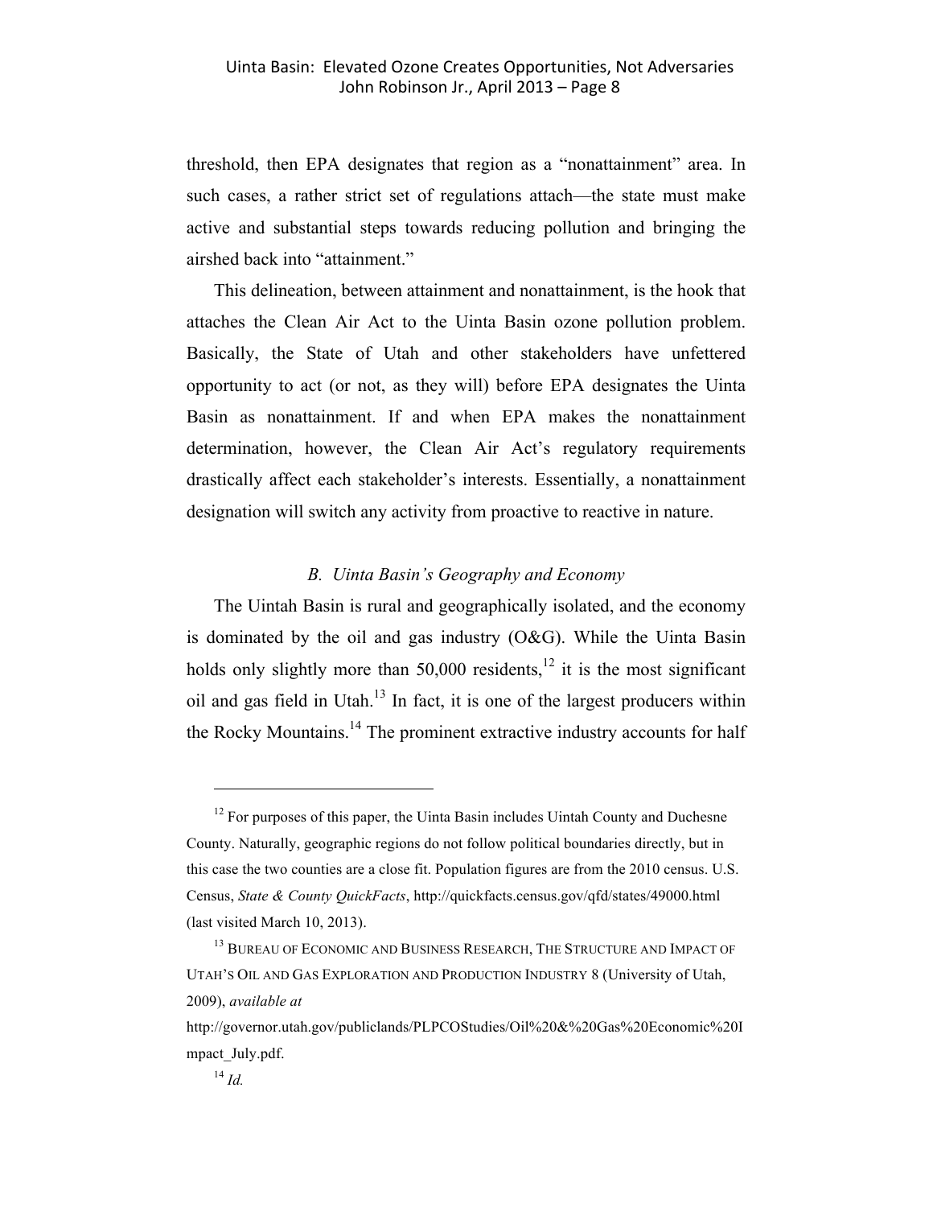threshold, then EPA designates that region as a "nonattainment" area. In such cases, a rather strict set of regulations attach—the state must make active and substantial steps towards reducing pollution and bringing the airshed back into "attainment."

This delineation, between attainment and nonattainment, is the hook that attaches the Clean Air Act to the Uinta Basin ozone pollution problem. Basically, the State of Utah and other stakeholders have unfettered opportunity to act (or not, as they will) before EPA designates the Uinta Basin as nonattainment. If and when EPA makes the nonattainment determination, however, the Clean Air Act's regulatory requirements drastically affect each stakeholder's interests. Essentially, a nonattainment designation will switch any activity from proactive to reactive in nature.

### *B. Uinta Basin's Geography and Economy*

The Uintah Basin is rural and geographically isolated, and the economy is dominated by the oil and gas industry (O&G). While the Uinta Basin holds only slightly more than 50,000 residents,[12] it is the most significant oil and gas field in Utah.[13] In fact, it is one of the largest producers within the Rocky Mountains.[14] The prominent extractive industry accounts for half

---

[12] For purposes of this paper, the Uinta Basin includes Uintah County and Duchesne County. Naturally, geographic regions do not follow political boundaries directly, but in this case the two counties are a close fit. Population figures are from the 2010 census. U.S. Census, *State & County QuickFacts*, http://quickfacts.census.gov/qfd/states/49000.html (last visited March 10, 2013).

[13] BUREAU OF ECONOMIC AND BUSINESS RESEARCH, THE STRUCTURE AND IMPACT OF UTAH'S OIL AND GAS EXPLORATION AND PRODUCTION INDUSTRY 8 (University of Utah, 2009), *available at* http://governor.utah.gov/publiclands/PLPCOStudies/Oil%20&%20Gas%20Economic%20Impact_July.pdf.

[14] *Id.*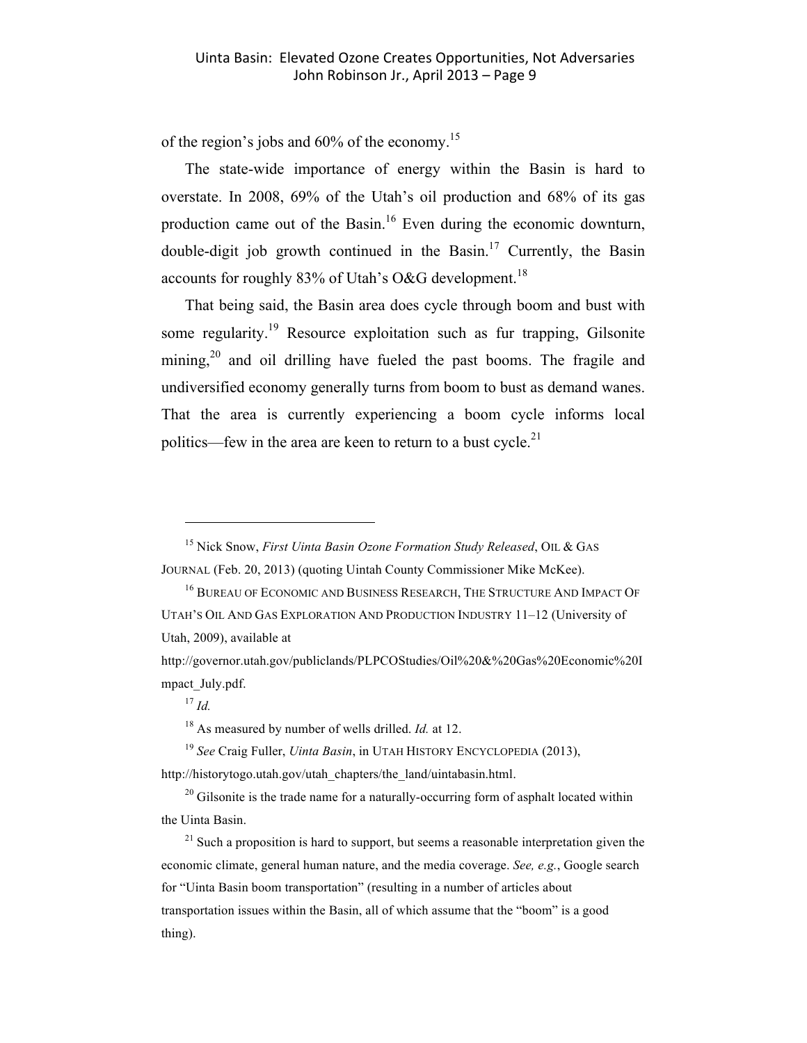of the region's jobs and 60% of the economy.[15]

The state-wide importance of energy within the Basin is hard to overstate. In 2008, 69% of the Utah's oil production and 68% of its gas production came out of the Basin.[16] Even during the economic downturn, double-digit job growth continued in the Basin.[17] Currently, the Basin accounts for roughly 83% of Utah's O&G development.[18]

That being said, the Basin area does cycle through boom and bust with some regularity.[19] Resource exploitation such as fur trapping, Gilsonite mining,[20] and oil drilling have fueled the past booms. The fragile and undiversified economy generally turns from boom to bust as demand wanes. That the area is currently experiencing a boom cycle informs local politics—few in the area are keen to return to a bust cycle.[21]

---

[15] Nick Snow, *First Uinta Basin Ozone Formation Study Released*, OIL & GAS JOURNAL (Feb. 20, 2013) (quoting Uintah County Commissioner Mike McKee).

[16] BUREAU OF ECONOMIC AND BUSINESS RESEARCH, THE STRUCTURE AND IMPACT OF UTAH'S OIL AND GAS EXPLORATION AND PRODUCTION INDUSTRY 11–12 (University of Utah, 2009), available at http://governor.utah.gov/publiclands/PLPCOStudies/Oil%20&%20Gas%20Economic%20Impact_July.pdf.

[17] *Id.*

[18] As measured by number of wells drilled. *Id.* at 12.

[19] *See* Craig Fuller, *Uinta Basin*, in UTAH HISTORY ENCYCLOPEDIA (2013), http://historytogo.utah.gov/utah_chapters/the_land/uintabasin.html.

[20] Gilsonite is the trade name for a naturally-occurring form of asphalt located within the Uinta Basin.

[21] Such a proposition is hard to support, but seems a reasonable interpretation given the economic climate, general human nature, and the media coverage. *See, e.g.*, Google search for "Uinta Basin boom transportation" (resulting in a number of articles about transportation issues within the Basin, all of which assume that the "boom" is a good thing).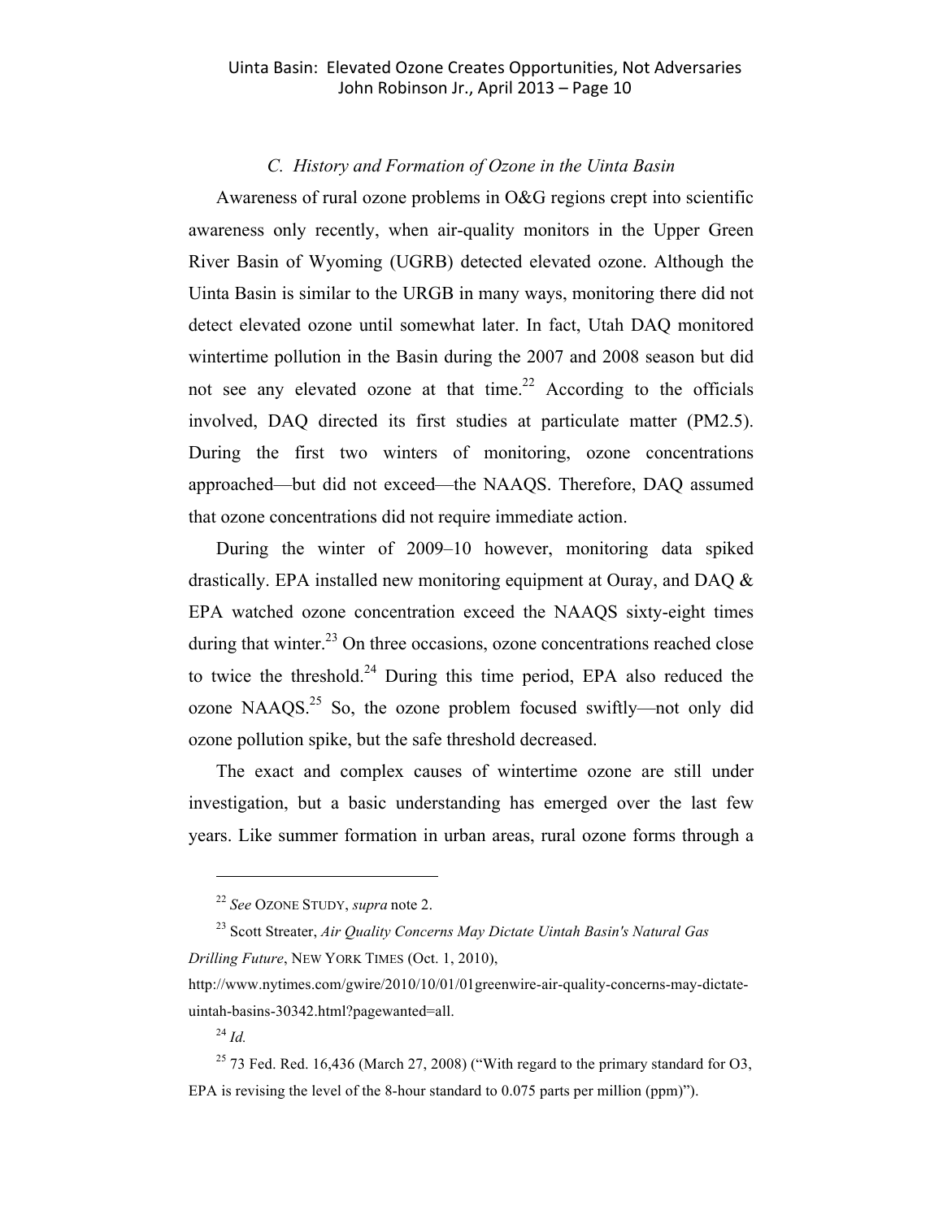### *C. History and Formation of Ozone in the Uinta Basin*

Awareness of rural ozone problems in O&G regions crept into scientific awareness only recently, when air-quality monitors in the Upper Green River Basin of Wyoming (UGRB) detected elevated ozone. Although the Uinta Basin is similar to the URGB in many ways, monitoring there did not detect elevated ozone until somewhat later. In fact, Utah DAQ monitored wintertime pollution in the Basin during the 2007 and 2008 season but did not see any elevated ozone at that time.[22] According to the officials involved, DAQ directed its first studies at particulate matter (PM2.5). During the first two winters of monitoring, ozone concentrations approached—but did not exceed—the NAAQS. Therefore, DAQ assumed that ozone concentrations did not require immediate action.

During the winter of 2009–10 however, monitoring data spiked drastically. EPA installed new monitoring equipment at Ouray, and DAQ & EPA watched ozone concentration exceed the NAAQS sixty-eight times during that winter.[23] On three occasions, ozone concentrations reached close to twice the threshold.[24] During this time period, EPA also reduced the ozone NAAQS.[25] So, the ozone problem focused swiftly—not only did ozone pollution spike, but the safe threshold decreased.

The exact and complex causes of wintertime ozone are still under investigation, but a basic understanding has emerged over the last few years. Like summer formation in urban areas, rural ozone forms through a

---

[22] *See* OZONE STUDY, *supra* note 2.

[23] Scott Streater, *Air Quality Concerns May Dictate Uintah Basin's Natural Gas Drilling Future*, NEW YORK TIMES (Oct. 1, 2010), http://www.nytimes.com/gwire/2010/10/01/01greenwire-air-quality-concerns-may-dictate-uintah-basins-30342.html?pagewanted=all.

[24] *Id.*

[25] 73 Fed. Red. 16,436 (March 27, 2008) ("With regard to the primary standard for O3, EPA is revising the level of the 8-hour standard to 0.075 parts per million (ppm)").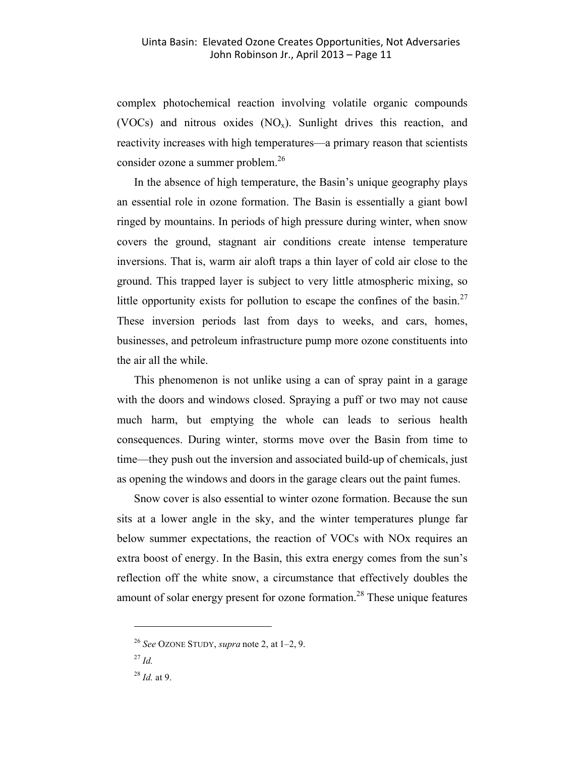complex photochemical reaction involving volatile organic compounds (VOCs) and nitrous oxides ($NO_x$). Sunlight drives this reaction, and reactivity increases with high temperatures—a primary reason that scientists consider ozone a summer problem.[26]

In the absence of high temperature, the Basin's unique geography plays an essential role in ozone formation. The Basin is essentially a giant bowl ringed by mountains. In periods of high pressure during winter, when snow covers the ground, stagnant air conditions create intense temperature inversions. That is, warm air aloft traps a thin layer of cold air close to the ground. This trapped layer is subject to very little atmospheric mixing, so little opportunity exists for pollution to escape the confines of the basin.[27] These inversion periods last from days to weeks, and cars, homes, businesses, and petroleum infrastructure pump more ozone constituents into the air all the while.

This phenomenon is not unlike using a can of spray paint in a garage with the doors and windows closed. Spraying a puff or two may not cause much harm, but emptying the whole can leads to serious health consequences. During winter, storms move over the Basin from time to time—they push out the inversion and associated build-up of chemicals, just as opening the windows and doors in the garage clears out the paint fumes.

Snow cover is also essential to winter ozone formation. Because the sun sits at a lower angle in the sky, and the winter temperatures plunge far below summer expectations, the reaction of VOCs with NOx requires an extra boost of energy. In the Basin, this extra energy comes from the sun's reflection off the white snow, a circumstance that effectively doubles the amount of solar energy present for ozone formation.[28] These unique features

---

[26] *See* OZONE STUDY, *supra* note 2, at 1–2, 9.

[27] *Id.*

[28] *Id.* at 9.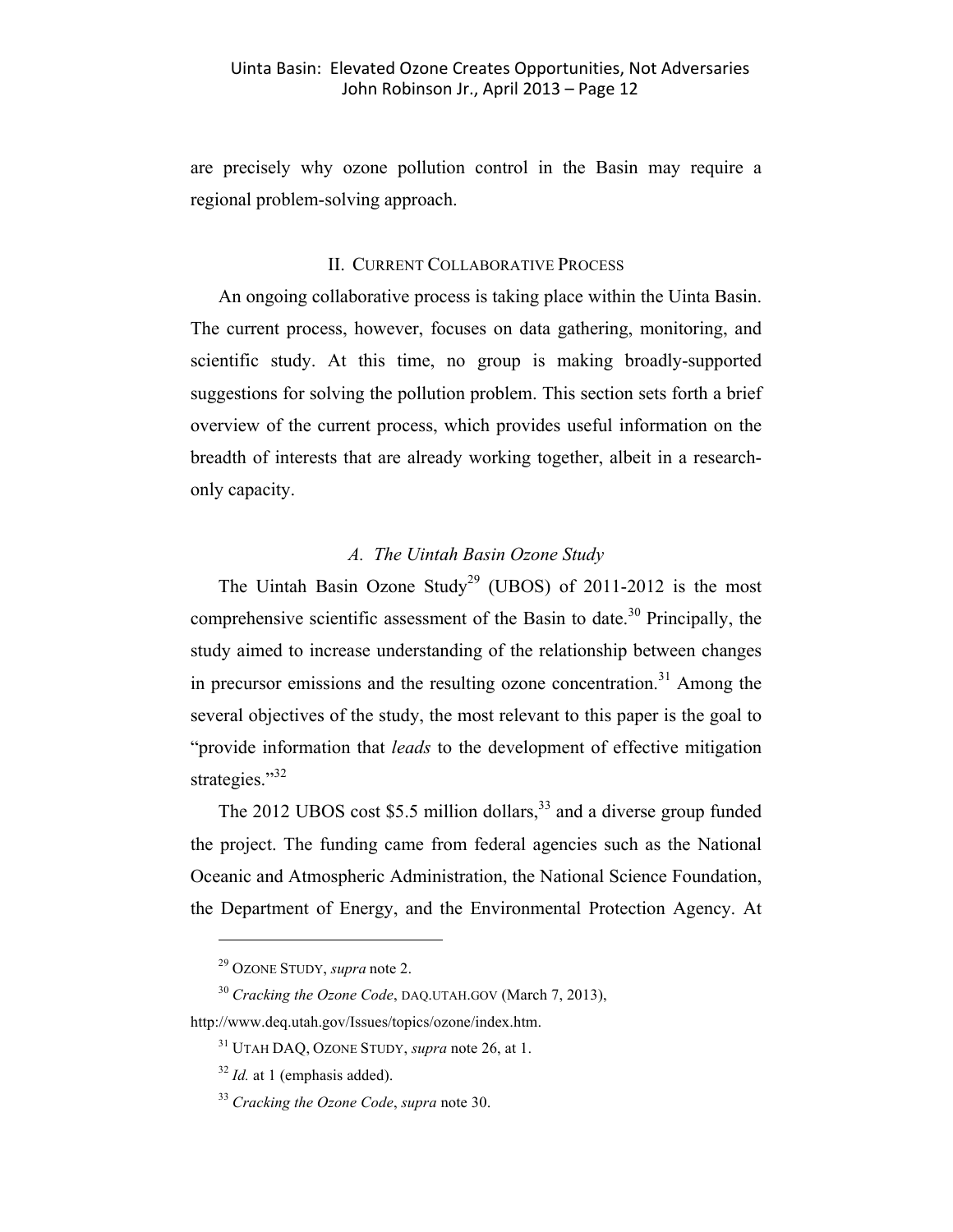are precisely why ozone pollution control in the Basin may require a regional problem-solving approach.

## II. CURRENT COLLABORATIVE PROCESS

An ongoing collaborative process is taking place within the Uinta Basin. The current process, however, focuses on data gathering, monitoring, and scientific study. At this time, no group is making broadly-supported suggestions for solving the pollution problem. This section sets forth a brief overview of the current process, which provides useful information on the breadth of interests that are already working together, albeit in a research-only capacity.

### *A. The Uintah Basin Ozone Study*

The Uintah Basin Ozone Study[29] (UBOS) of 2011-2012 is the most comprehensive scientific assessment of the Basin to date.[30] Principally, the study aimed to increase understanding of the relationship between changes in precursor emissions and the resulting ozone concentration.[31] Among the several objectives of the study, the most relevant to this paper is the goal to "provide information that *leads* to the development of effective mitigation strategies."[32]

The 2012 UBOS cost $5.5 million dollars,[33] and a diverse group funded the project. The funding came from federal agencies such as the National Oceanic and Atmospheric Administration, the National Science Foundation, the Department of Energy, and the Environmental Protection Agency. At

---

[29] OZONE STUDY, *supra* note 2.

[30] *Cracking the Ozone Code*, DAQ.UTAH.GOV (March 7, 2013), http://www.deq.utah.gov/Issues/topics/ozone/index.htm.

[31] UTAH DAQ, OZONE STUDY, *supra* note 26, at 1.

[32] *Id.* at 1 (emphasis added).

[33] *Cracking the Ozone Code*, *supra* note 30.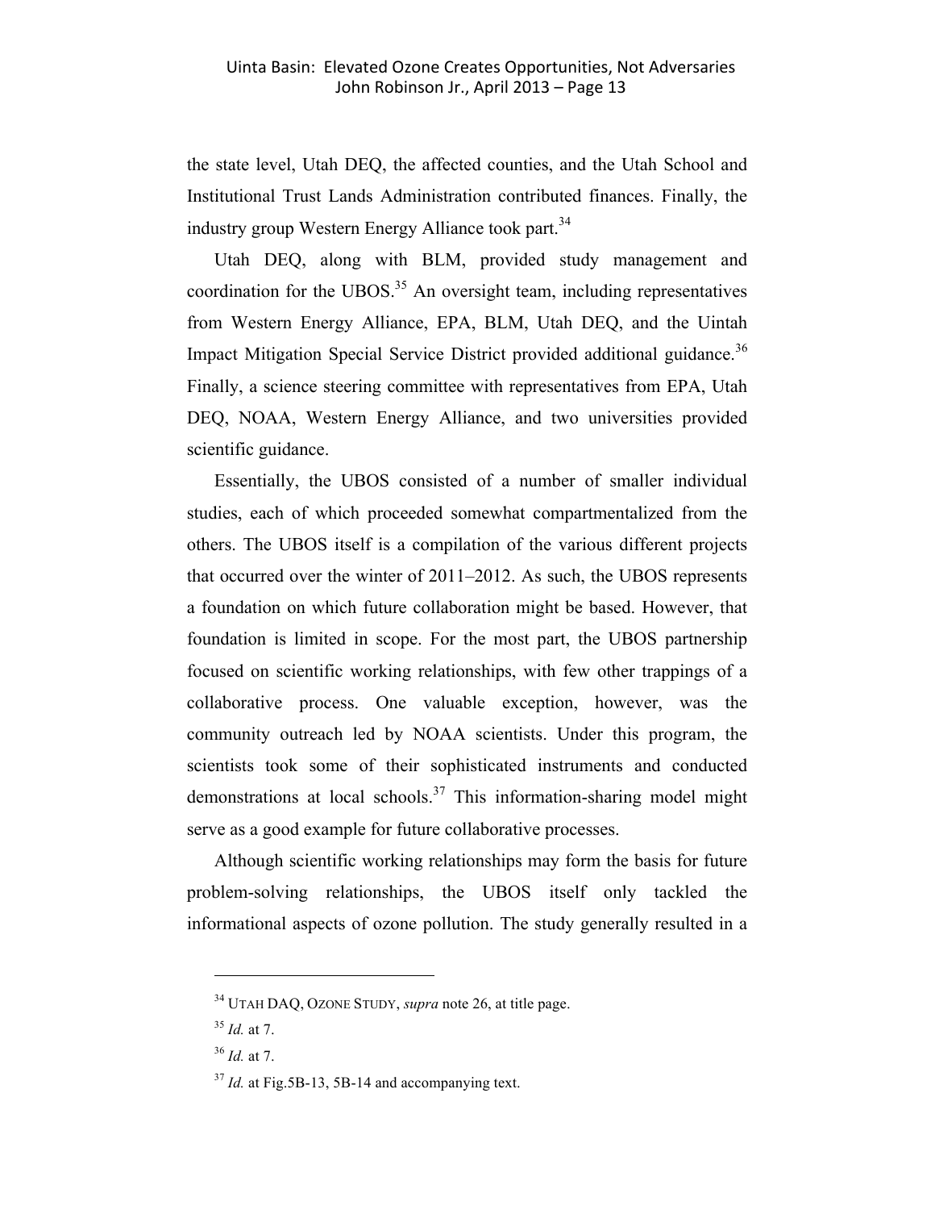the state level, Utah DEQ, the affected counties, and the Utah School and Institutional Trust Lands Administration contributed finances. Finally, the industry group Western Energy Alliance took part.[34]

Utah DEQ, along with BLM, provided study management and coordination for the UBOS.[35] An oversight team, including representatives from Western Energy Alliance, EPA, BLM, Utah DEQ, and the Uintah Impact Mitigation Special Service District provided additional guidance.[36] Finally, a science steering committee with representatives from EPA, Utah DEQ, NOAA, Western Energy Alliance, and two universities provided scientific guidance.

Essentially, the UBOS consisted of a number of smaller individual studies, each of which proceeded somewhat compartmentalized from the others. The UBOS itself is a compilation of the various different projects that occurred over the winter of 2011–2012. As such, the UBOS represents a foundation on which future collaboration might be based. However, that foundation is limited in scope. For the most part, the UBOS partnership focused on scientific working relationships, with few other trappings of a collaborative process. One valuable exception, however, was the community outreach led by NOAA scientists. Under this program, the scientists took some of their sophisticated instruments and conducted demonstrations at local schools.[37] This information-sharing model might serve as a good example for future collaborative processes.

Although scientific working relationships may form the basis for future problem-solving relationships, the UBOS itself only tackled the informational aspects of ozone pollution. The study generally resulted in a

---

[34] UTAH DAQ, OZONE STUDY, *supra* note 26, at title page.

[35] *Id.* at 7.

[36] *Id.* at 7.

[37] *Id.* at Fig.5B-13, 5B-14 and accompanying text.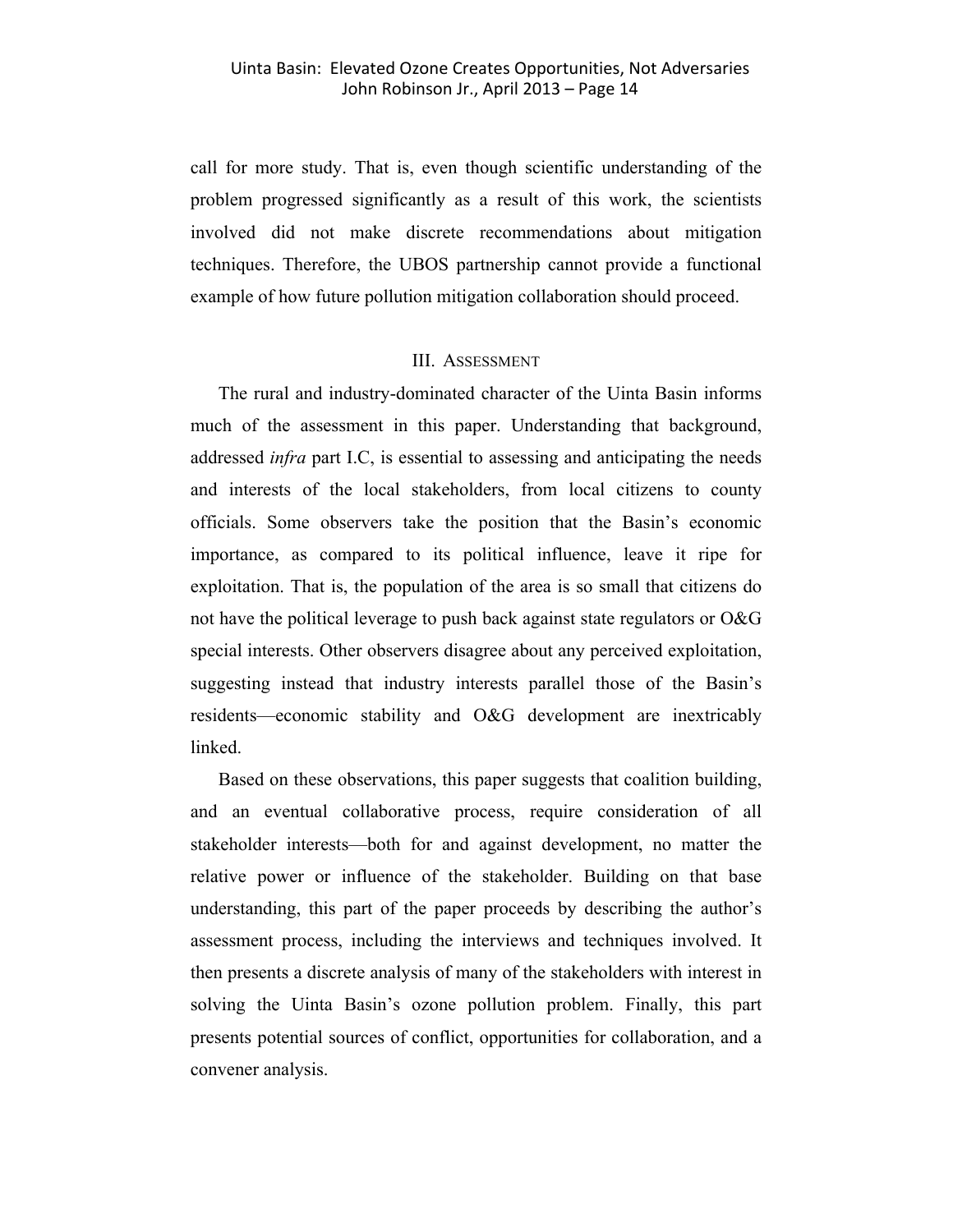call for more study. That is, even though scientific understanding of the problem progressed significantly as a result of this work, the scientists involved did not make discrete recommendations about mitigation techniques. Therefore, the UBOS partnership cannot provide a functional example of how future pollution mitigation collaboration should proceed.

## III. Assessment

The rural and industry-dominated character of the Uinta Basin informs much of the assessment in this paper. Understanding that background, addressed *infra* part I.C, is essential to assessing and anticipating the needs and interests of the local stakeholders, from local citizens to county officials. Some observers take the position that the Basin's economic importance, as compared to its political influence, leave it ripe for exploitation. That is, the population of the area is so small that citizens do not have the political leverage to push back against state regulators or O&G special interests. Other observers disagree about any perceived exploitation, suggesting instead that industry interests parallel those of the Basin's residents—economic stability and O&G development are inextricably linked.

Based on these observations, this paper suggests that coalition building, and an eventual collaborative process, require consideration of all stakeholder interests—both for and against development, no matter the relative power or influence of the stakeholder. Building on that base understanding, this part of the paper proceeds by describing the author's assessment process, including the interviews and techniques involved. It then presents a discrete analysis of many of the stakeholders with interest in solving the Uinta Basin's ozone pollution problem. Finally, this part presents potential sources of conflict, opportunities for collaboration, and a convener analysis.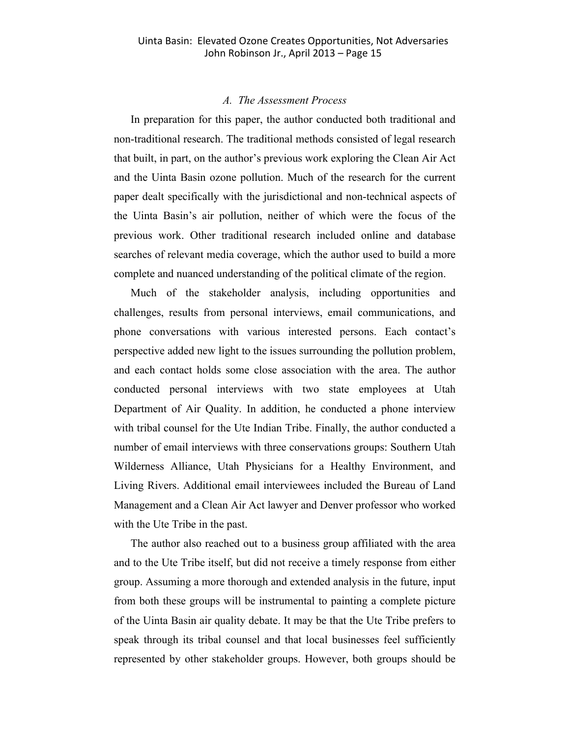### *A. The Assessment Process*

In preparation for this paper, the author conducted both traditional and non-traditional research. The traditional methods consisted of legal research that built, in part, on the author's previous work exploring the Clean Air Act and the Uinta Basin ozone pollution. Much of the research for the current paper dealt specifically with the jurisdictional and non-technical aspects of the Uinta Basin's air pollution, neither of which were the focus of the previous work. Other traditional research included online and database searches of relevant media coverage, which the author used to build a more complete and nuanced understanding of the political climate of the region.

Much of the stakeholder analysis, including opportunities and challenges, results from personal interviews, email communications, and phone conversations with various interested persons. Each contact's perspective added new light to the issues surrounding the pollution problem, and each contact holds some close association with the area. The author conducted personal interviews with two state employees at Utah Department of Air Quality. In addition, he conducted a phone interview with tribal counsel for the Ute Indian Tribe. Finally, the author conducted a number of email interviews with three conservations groups: Southern Utah Wilderness Alliance, Utah Physicians for a Healthy Environment, and Living Rivers. Additional email interviewees included the Bureau of Land Management and a Clean Air Act lawyer and Denver professor who worked with the Ute Tribe in the past.

The author also reached out to a business group affiliated with the area and to the Ute Tribe itself, but did not receive a timely response from either group. Assuming a more thorough and extended analysis in the future, input from both these groups will be instrumental to painting a complete picture of the Uinta Basin air quality debate. It may be that the Ute Tribe prefers to speak through its tribal counsel and that local businesses feel sufficiently represented by other stakeholder groups. However, both groups should be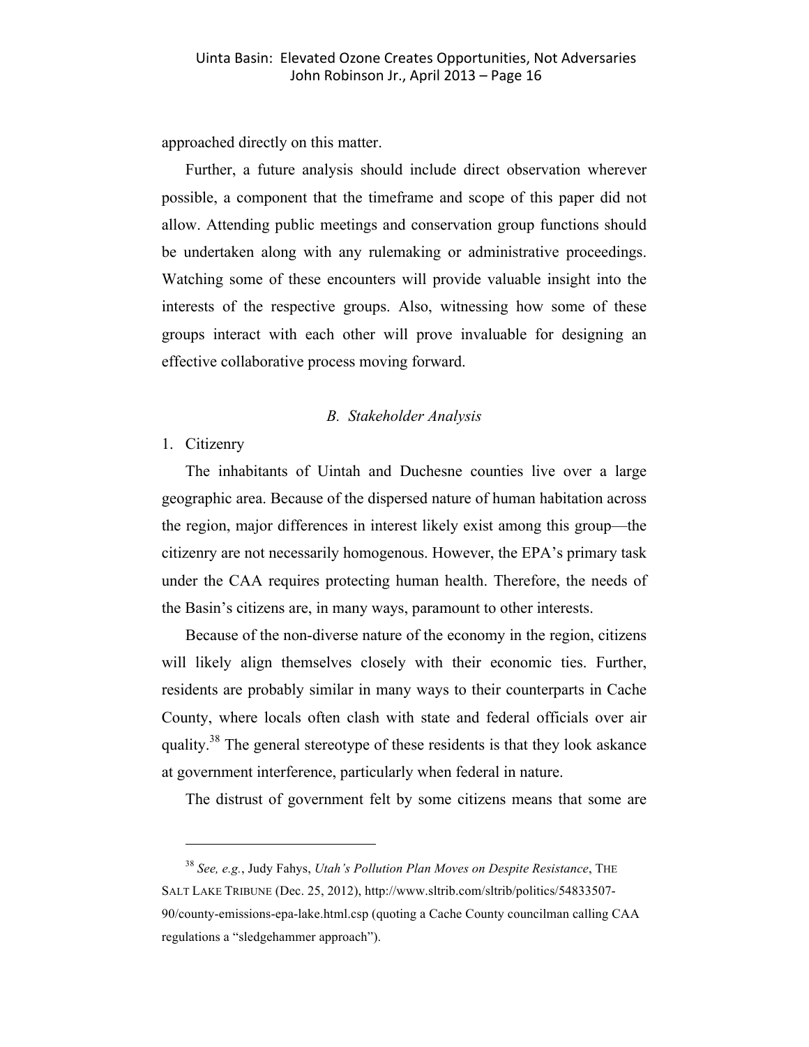approached directly on this matter.

Further, a future analysis should include direct observation wherever possible, a component that the timeframe and scope of this paper did not allow. Attending public meetings and conservation group functions should be undertaken along with any rulemaking or administrative proceedings. Watching some of these encounters will provide valuable insight into the interests of the respective groups. Also, witnessing how some of these groups interact with each other will prove invaluable for designing an effective collaborative process moving forward.

### *B. Stakeholder Analysis*

1. Citizenry

The inhabitants of Uintah and Duchesne counties live over a large geographic area. Because of the dispersed nature of human habitation across the region, major differences in interest likely exist among this group—the citizenry are not necessarily homogenous. However, the EPA's primary task under the CAA requires protecting human health. Therefore, the needs of the Basin's citizens are, in many ways, paramount to other interests.

Because of the non-diverse nature of the economy in the region, citizens will likely align themselves closely with their economic ties. Further, residents are probably similar in many ways to their counterparts in Cache County, where locals often clash with state and federal officials over air quality.[38] The general stereotype of these residents is that they look askance at government interference, particularly when federal in nature.

The distrust of government felt by some citizens means that some are

---

[38] *See, e.g.*, Judy Fahys, *Utah's Pollution Plan Moves on Despite Resistance*, THE SALT LAKE TRIBUNE (Dec. 25, 2012), http://www.sltrib.com/sltrib/politics/54833507-90/county-emissions-epa-lake.html.csp (quoting a Cache County councilman calling CAA regulations a "sledgehammer approach").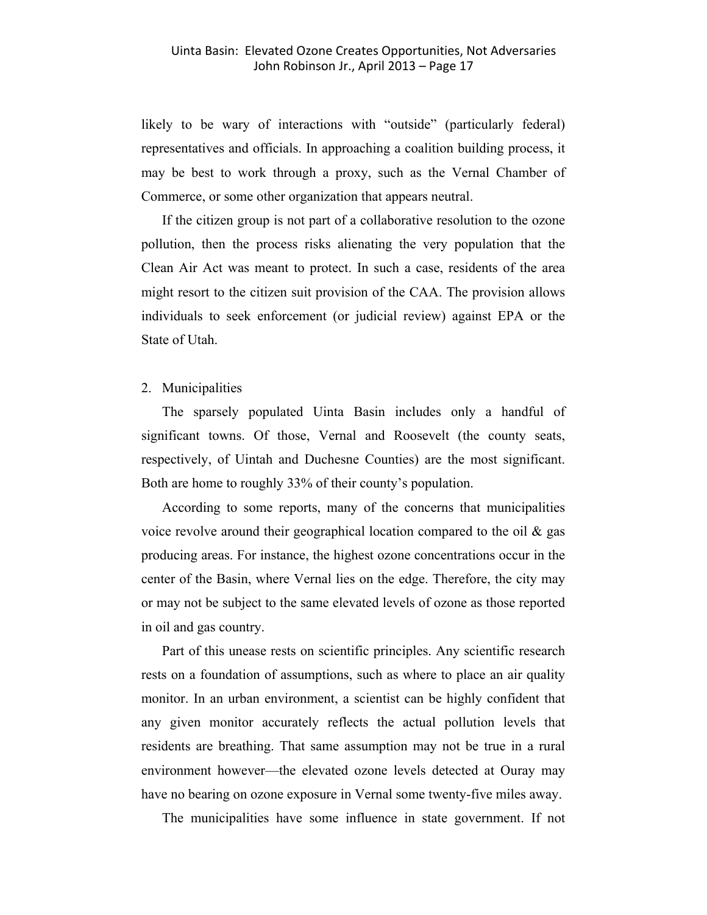likely to be wary of interactions with "outside" (particularly federal) representatives and officials. In approaching a coalition building process, it may be best to work through a proxy, such as the Vernal Chamber of Commerce, or some other organization that appears neutral.

If the citizen group is not part of a collaborative resolution to the ozone pollution, then the process risks alienating the very population that the Clean Air Act was meant to protect. In such a case, residents of the area might resort to the citizen suit provision of the CAA. The provision allows individuals to seek enforcement (or judicial review) against EPA or the State of Utah.

2. Municipalities

The sparsely populated Uinta Basin includes only a handful of significant towns. Of those, Vernal and Roosevelt (the county seats, respectively, of Uintah and Duchesne Counties) are the most significant. Both are home to roughly 33% of their county's population.

According to some reports, many of the concerns that municipalities voice revolve around their geographical location compared to the oil & gas producing areas. For instance, the highest ozone concentrations occur in the center of the Basin, where Vernal lies on the edge. Therefore, the city may or may not be subject to the same elevated levels of ozone as those reported in oil and gas country.

Part of this unease rests on scientific principles. Any scientific research rests on a foundation of assumptions, such as where to place an air quality monitor. In an urban environment, a scientist can be highly confident that any given monitor accurately reflects the actual pollution levels that residents are breathing. That same assumption may not be true in a rural environment however—the elevated ozone levels detected at Ouray may have no bearing on ozone exposure in Vernal some twenty-five miles away.

The municipalities have some influence in state government. If not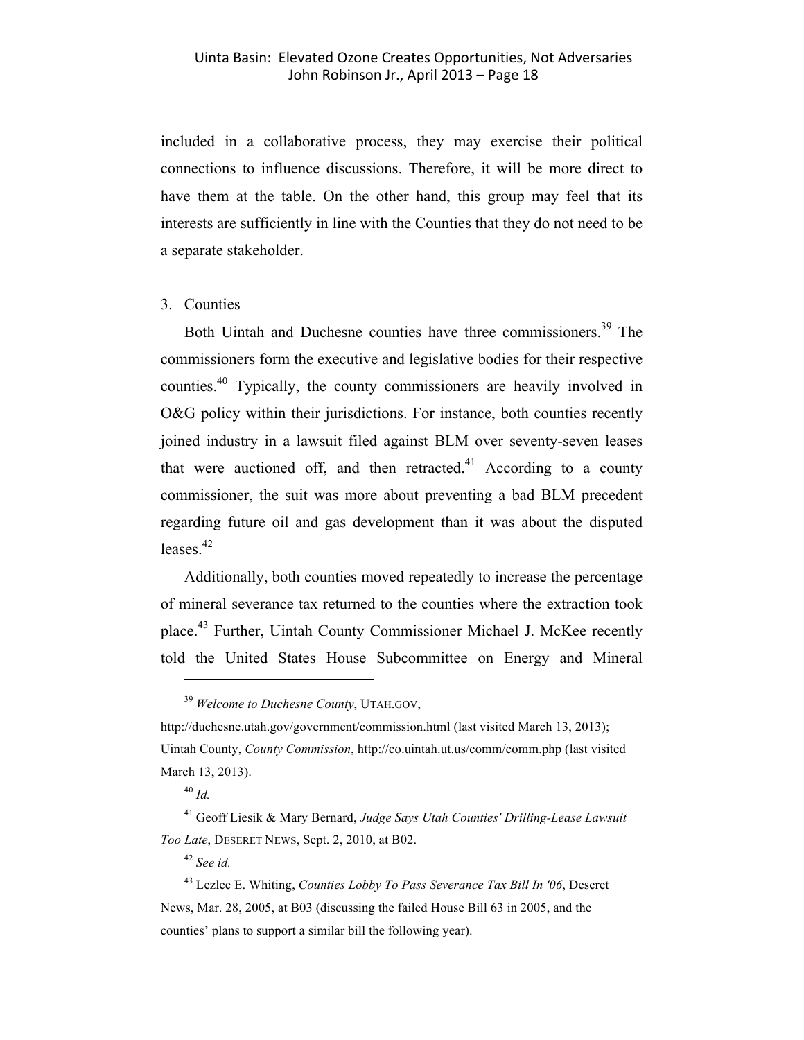included in a collaborative process, they may exercise their political connections to influence discussions. Therefore, it will be more direct to have them at the table. On the other hand, this group may feel that its interests are sufficiently in line with the Counties that they do not need to be a separate stakeholder.

3. Counties

Both Uintah and Duchesne counties have three commissioners.[39] The commissioners form the executive and legislative bodies for their respective counties.[40] Typically, the county commissioners are heavily involved in O&G policy within their jurisdictions. For instance, both counties recently joined industry in a lawsuit filed against BLM over seventy-seven leases that were auctioned off, and then retracted.[41] According to a county commissioner, the suit was more about preventing a bad BLM precedent regarding future oil and gas development than it was about the disputed leases.[42]

Additionally, both counties moved repeatedly to increase the percentage of mineral severance tax returned to the counties where the extraction took place.[43] Further, Uintah County Commissioner Michael J. McKee recently told the United States House Subcommittee on Energy and Mineral

---

[39] *Welcome to Duchesne County*, UTAH.GOV, http://duchesne.utah.gov/government/commission.html (last visited March 13, 2013); Uintah County, *County Commission*, http://co.uintah.ut.us/comm/comm.php (last visited March 13, 2013).

[40] *Id.*

[41] Geoff Liesik & Mary Bernard, *Judge Says Utah Counties' Drilling-Lease Lawsuit Too Late*, DESERET NEWS, Sept. 2, 2010, at B02.

[42] *See id.*

[43] Lezlee E. Whiting, *Counties Lobby To Pass Severance Tax Bill In '06*, Deseret News, Mar. 28, 2005, at B03 (discussing the failed House Bill 63 in 2005, and the counties' plans to support a similar bill the following year).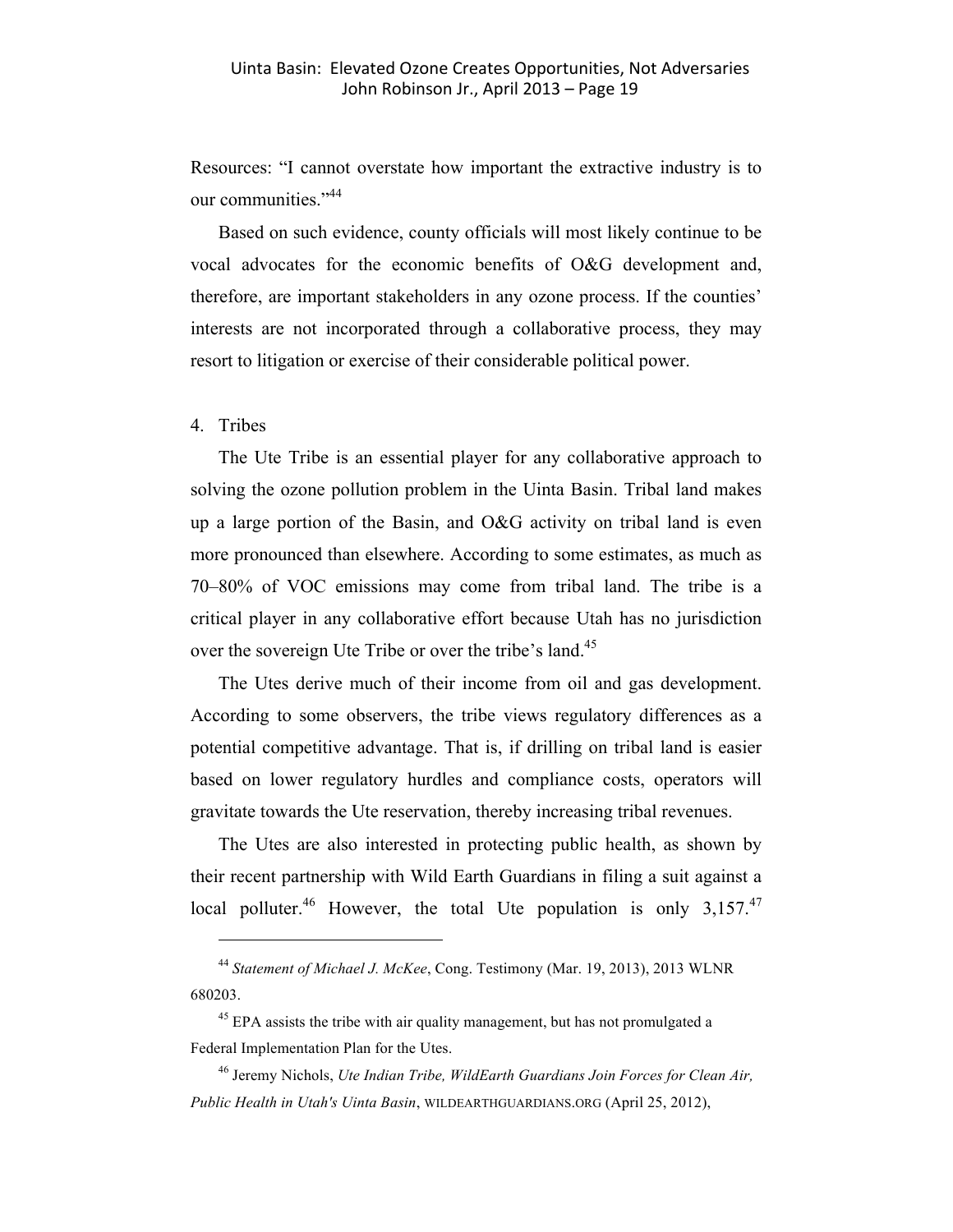Resources: "I cannot overstate how important the extractive industry is to our communities."[44]

Based on such evidence, county officials will most likely continue to be vocal advocates for the economic benefits of O&G development and, therefore, are important stakeholders in any ozone process. If the counties' interests are not incorporated through a collaborative process, they may resort to litigation or exercise of their considerable political power.

4. Tribes

The Ute Tribe is an essential player for any collaborative approach to solving the ozone pollution problem in the Uinta Basin. Tribal land makes up a large portion of the Basin, and O&G activity on tribal land is even more pronounced than elsewhere. According to some estimates, as much as 70–80% of VOC emissions may come from tribal land. The tribe is a critical player in any collaborative effort because Utah has no jurisdiction over the sovereign Ute Tribe or over the tribe's land.[45]

The Utes derive much of their income from oil and gas development. According to some observers, the tribe views regulatory differences as a potential competitive advantage. That is, if drilling on tribal land is easier based on lower regulatory hurdles and compliance costs, operators will gravitate towards the Ute reservation, thereby increasing tribal revenues.

The Utes are also interested in protecting public health, as shown by their recent partnership with Wild Earth Guardians in filing a suit against a local polluter.[46] However, the total Ute population is only 3,157.[47]

---

[44] *Statement of Michael J. McKee*, Cong. Testimony (Mar. 19, 2013), 2013 WLNR 680203.

[45] EPA assists the tribe with air quality management, but has not promulgated a Federal Implementation Plan for the Utes.

[46] Jeremy Nichols, *Ute Indian Tribe, WildEarth Guardians Join Forces for Clean Air, Public Health in Utah's Uinta Basin*, WILDEARTHGUARDIANS.ORG (April 25, 2012),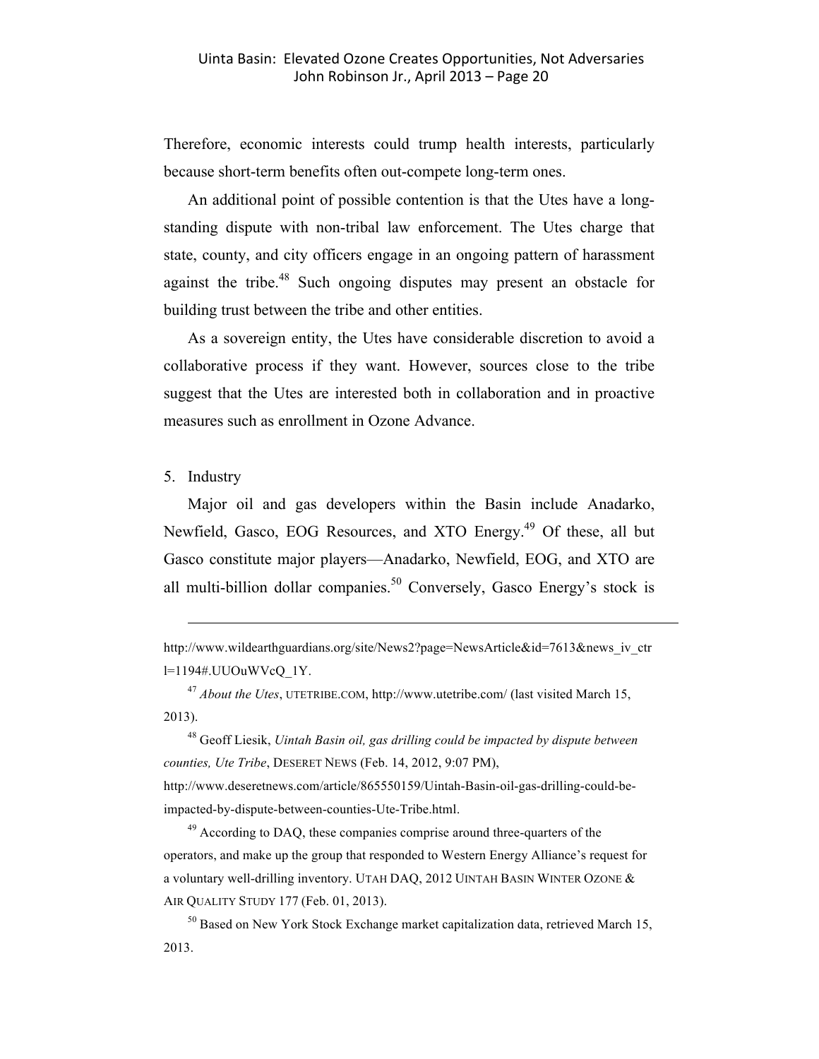Therefore, economic interests could trump health interests, particularly because short-term benefits often out-compete long-term ones.

An additional point of possible contention is that the Utes have a long-standing dispute with non-tribal law enforcement. The Utes charge that state, county, and city officers engage in an ongoing pattern of harassment against the tribe.[48] Such ongoing disputes may present an obstacle for building trust between the tribe and other entities.

As a sovereign entity, the Utes have considerable discretion to avoid a collaborative process if they want. However, sources close to the tribe suggest that the Utes are interested both in collaboration and in proactive measures such as enrollment in Ozone Advance.

5. Industry

Major oil and gas developers within the Basin include Anadarko, Newfield, Gasco, EOG Resources, and XTO Energy.[49] Of these, all but Gasco constitute major players—Anadarko, Newfield, EOG, and XTO are all multi-billion dollar companies.[50] Conversely, Gasco Energy's stock is

---

http://www.wildearthguardians.org/site/News2?page=NewsArticle&id=7613&news_iv_ctrl=1194#.UUOuWVcQ_1Y.

[47] *About the Utes*, UTETRIBE.COM, http://www.utetribe.com/ (last visited March 15, 2013).

[48] Geoff Liesik, *Uintah Basin oil, gas drilling could be impacted by dispute between counties, Ute Tribe*, DESERET NEWS (Feb. 14, 2012, 9:07 PM), http://www.deseretnews.com/article/865550159/Uintah-Basin-oil-gas-drilling-could-be-impacted-by-dispute-between-counties-Ute-Tribe.html.

[49] According to DAQ, these companies comprise around three-quarters of the operators, and make up the group that responded to Western Energy Alliance's request for a voluntary well-drilling inventory. UTAH DAQ, 2012 UINTAH BASIN WINTER OZONE & AIR QUALITY STUDY 177 (Feb. 01, 2013).

[50] Based on New York Stock Exchange market capitalization data, retrieved March 15, 2013.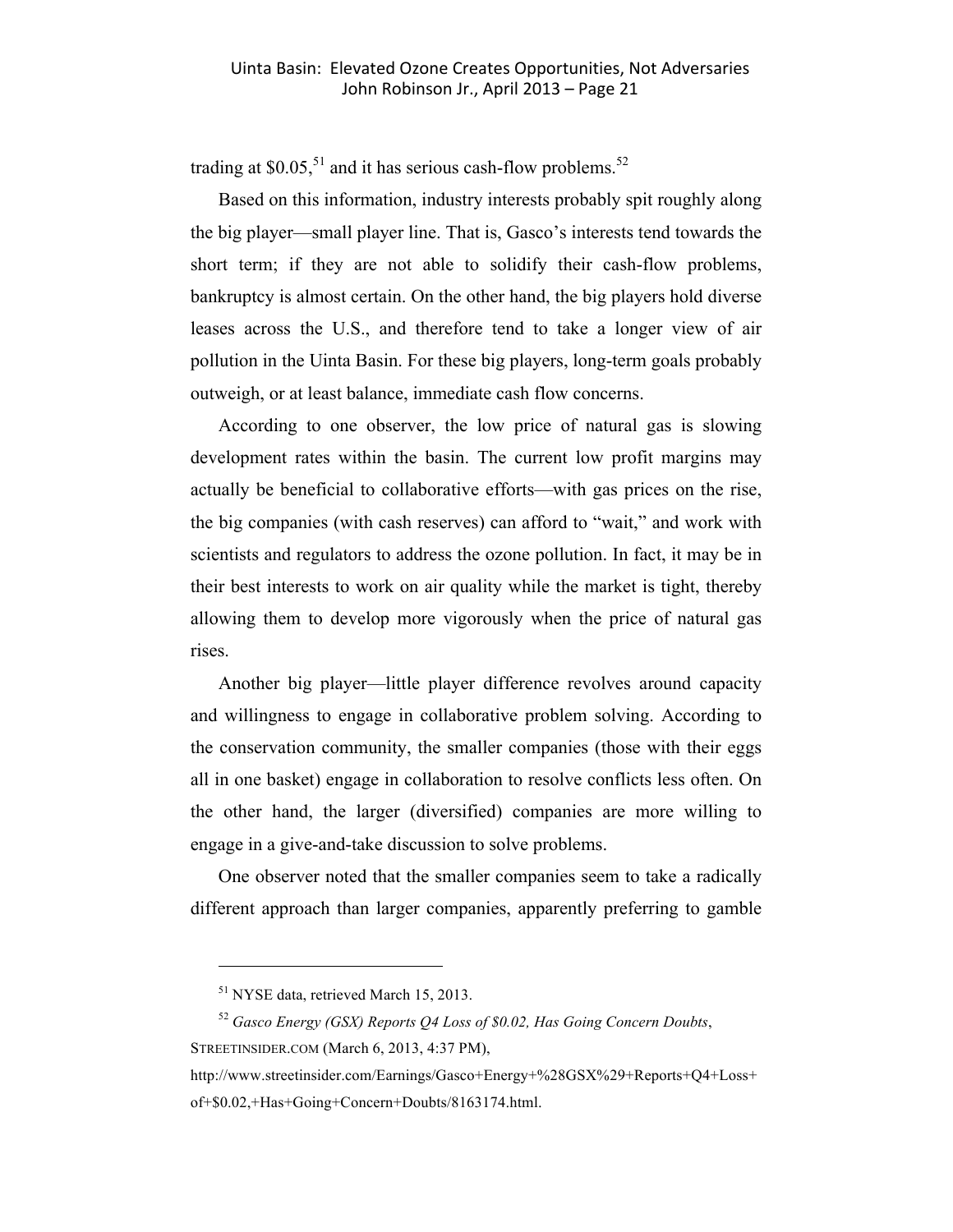trading at $0.05,[51] and it has serious cash-flow problems.[52]

Based on this information, industry interests probably spit roughly along the big player—small player line. That is, Gasco's interests tend towards the short term; if they are not able to solidify their cash-flow problems, bankruptcy is almost certain. On the other hand, the big players hold diverse leases across the U.S., and therefore tend to take a longer view of air pollution in the Uinta Basin. For these big players, long-term goals probably outweigh, or at least balance, immediate cash flow concerns.

According to one observer, the low price of natural gas is slowing development rates within the basin. The current low profit margins may actually be beneficial to collaborative efforts—with gas prices on the rise, the big companies (with cash reserves) can afford to "wait," and work with scientists and regulators to address the ozone pollution. In fact, it may be in their best interests to work on air quality while the market is tight, thereby allowing them to develop more vigorously when the price of natural gas rises.

Another big player—little player difference revolves around capacity and willingness to engage in collaborative problem solving. According to the conservation community, the smaller companies (those with their eggs all in one basket) engage in collaboration to resolve conflicts less often. On the other hand, the larger (diversified) companies are more willing to engage in a give-and-take discussion to solve problems.

One observer noted that the smaller companies seem to take a radically different approach than larger companies, apparently preferring to gamble

---

[51] NYSE data, retrieved March 15, 2013.

[52] *Gasco Energy (GSX) Reports Q4 Loss of $0.02, Has Going Concern Doubts*, STREETINSIDER.COM (March 6, 2013, 4:37 PM), http://www.streetinsider.com/Earnings/Gasco+Energy+%28GSX%29+Reports+Q4+Loss+of+$0.02,+Has+Going+Concern+Doubts/8163174.html.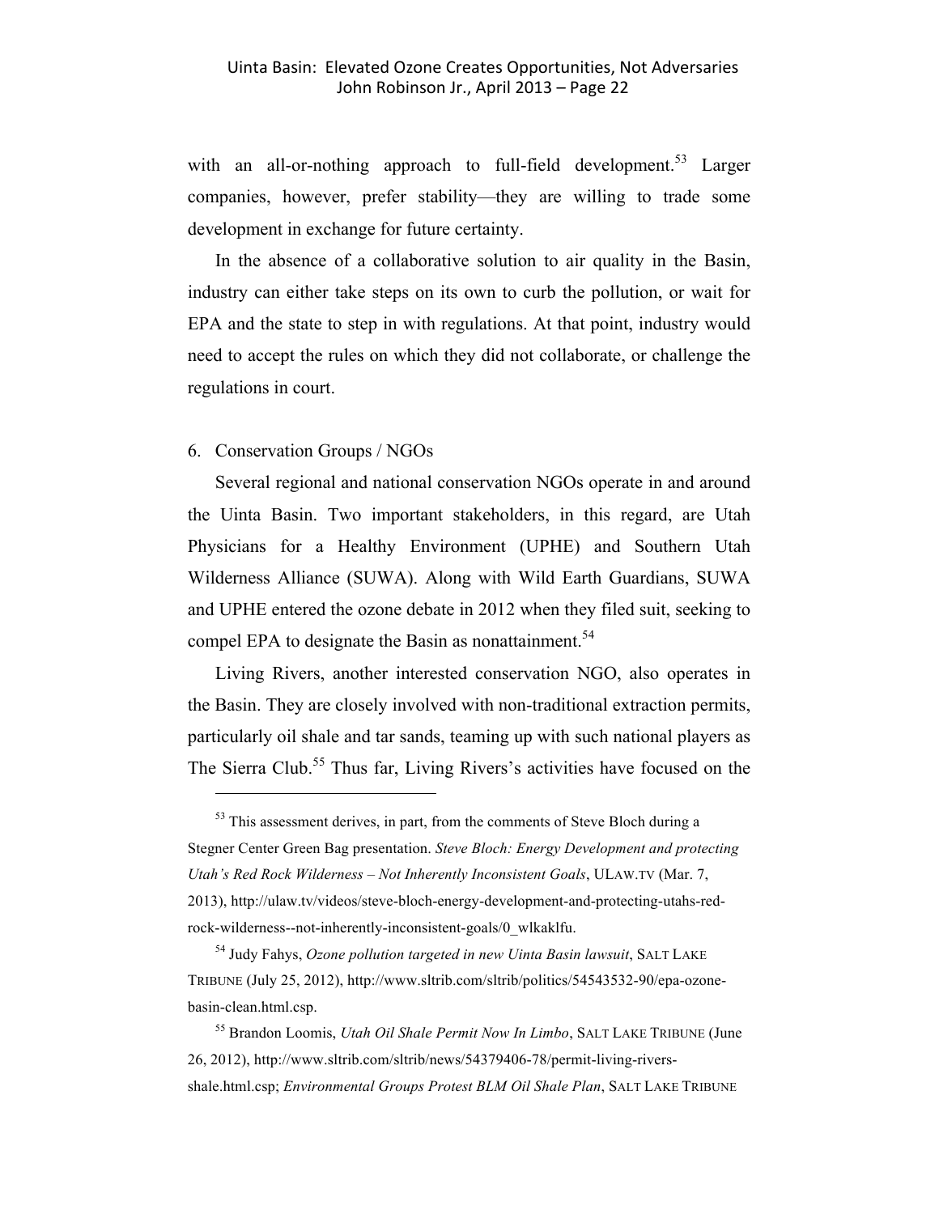with an all-or-nothing approach to full-field development.[53] Larger companies, however, prefer stability—they are willing to trade some development in exchange for future certainty.

In the absence of a collaborative solution to air quality in the Basin, industry can either take steps on its own to curb the pollution, or wait for EPA and the state to step in with regulations. At that point, industry would need to accept the rules on which they did not collaborate, or challenge the regulations in court.

6. Conservation Groups / NGOs

Several regional and national conservation NGOs operate in and around the Uinta Basin. Two important stakeholders, in this regard, are Utah Physicians for a Healthy Environment (UPHE) and Southern Utah Wilderness Alliance (SUWA). Along with Wild Earth Guardians, SUWA and UPHE entered the ozone debate in 2012 when they filed suit, seeking to compel EPA to designate the Basin as nonattainment.[54]

Living Rivers, another interested conservation NGO, also operates in the Basin. They are closely involved with non-traditional extraction permits, particularly oil shale and tar sands, teaming up with such national players as The Sierra Club.[55] Thus far, Living Rivers's activities have focused on the

---

[53] This assessment derives, in part, from the comments of Steve Bloch during a Stegner Center Green Bag presentation. *Steve Bloch: Energy Development and protecting Utah's Red Rock Wilderness – Not Inherently Inconsistent Goals*, ULAW.TV (Mar. 7, 2013), http://ulaw.tv/videos/steve-bloch-energy-development-and-protecting-utahs-red-rock-wilderness--not-inherently-inconsistent-goals/0_wlkaklfu.

[54] Judy Fahys, *Ozone pollution targeted in new Uinta Basin lawsuit*, SALT LAKE TRIBUNE (July 25, 2012), http://www.sltrib.com/sltrib/politics/54543532-90/epa-ozone-basin-clean.html.csp.

[55] Brandon Loomis, *Utah Oil Shale Permit Now In Limbo*, SALT LAKE TRIBUNE (June 26, 2012), http://www.sltrib.com/sltrib/news/54379406-78/permit-living-rivers-shale.html.csp; *Environmental Groups Protest BLM Oil Shale Plan*, SALT LAKE TRIBUNE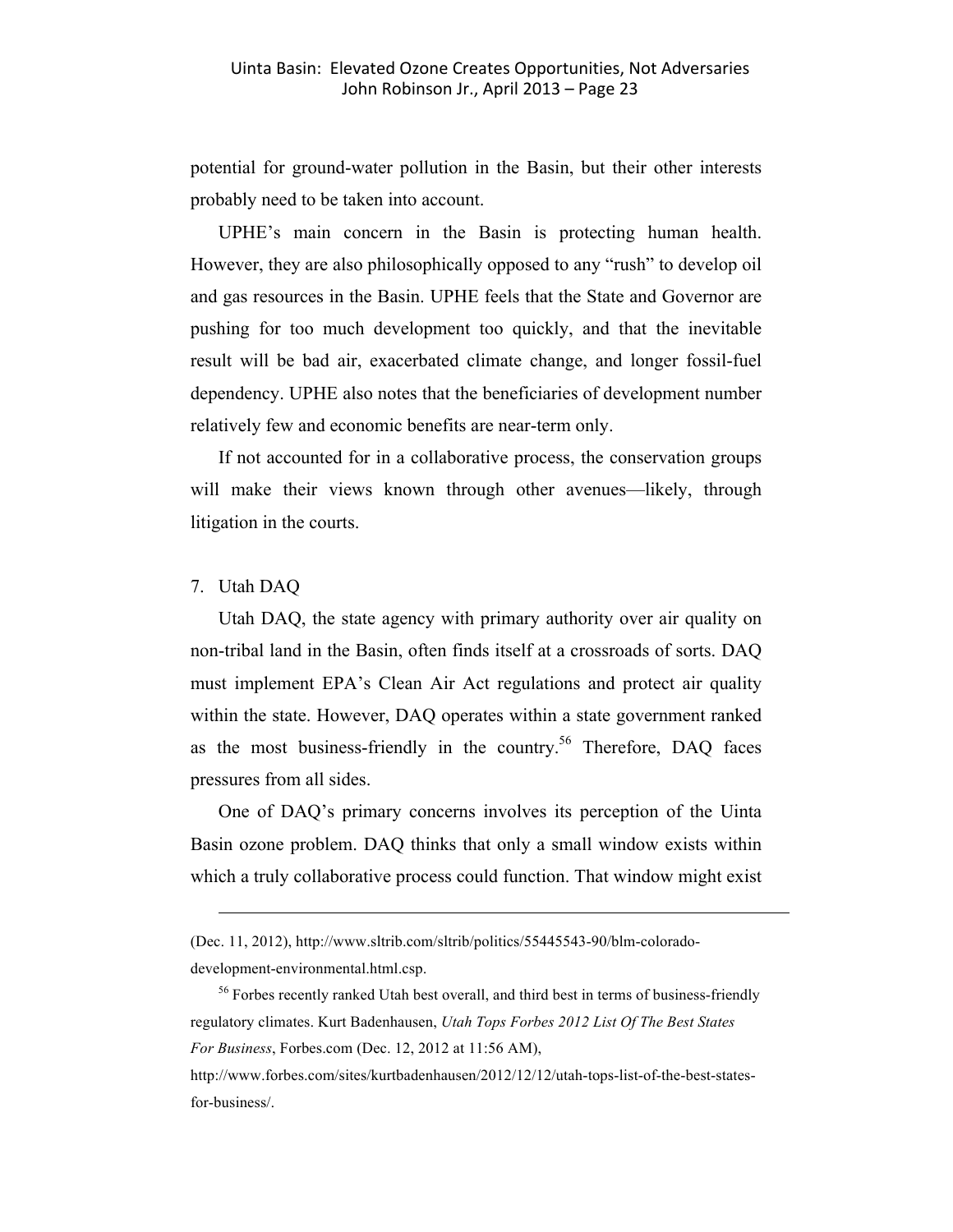potential for ground-water pollution in the Basin, but their other interests probably need to be taken into account.

UPHE's main concern in the Basin is protecting human health. However, they are also philosophically opposed to any "rush" to develop oil and gas resources in the Basin. UPHE feels that the State and Governor are pushing for too much development too quickly, and that the inevitable result will be bad air, exacerbated climate change, and longer fossil-fuel dependency. UPHE also notes that the beneficiaries of development number relatively few and economic benefits are near-term only.

If not accounted for in a collaborative process, the conservation groups will make their views known through other avenues—likely, through litigation in the courts.

7. Utah DAQ

Utah DAQ, the state agency with primary authority over air quality on non-tribal land in the Basin, often finds itself at a crossroads of sorts. DAQ must implement EPA's Clean Air Act regulations and protect air quality within the state. However, DAQ operates within a state government ranked as the most business-friendly in the country.[56] Therefore, DAQ faces pressures from all sides.

One of DAQ's primary concerns involves its perception of the Uinta Basin ozone problem. DAQ thinks that only a small window exists within which a truly collaborative process could function. That window might exist

---

(Dec. 11, 2012), http://www.sltrib.com/sltrib/politics/55445543-90/blm-colorado-development-environmental.html.csp.

[56] Forbes recently ranked Utah best overall, and third best in terms of business-friendly regulatory climates. Kurt Badenhausen, *Utah Tops Forbes 2012 List Of The Best States For Business*, Forbes.com (Dec. 12, 2012 at 11:56 AM), http://www.forbes.com/sites/kurtbadenhausen/2012/12/12/utah-tops-list-of-the-best-states-for-business/.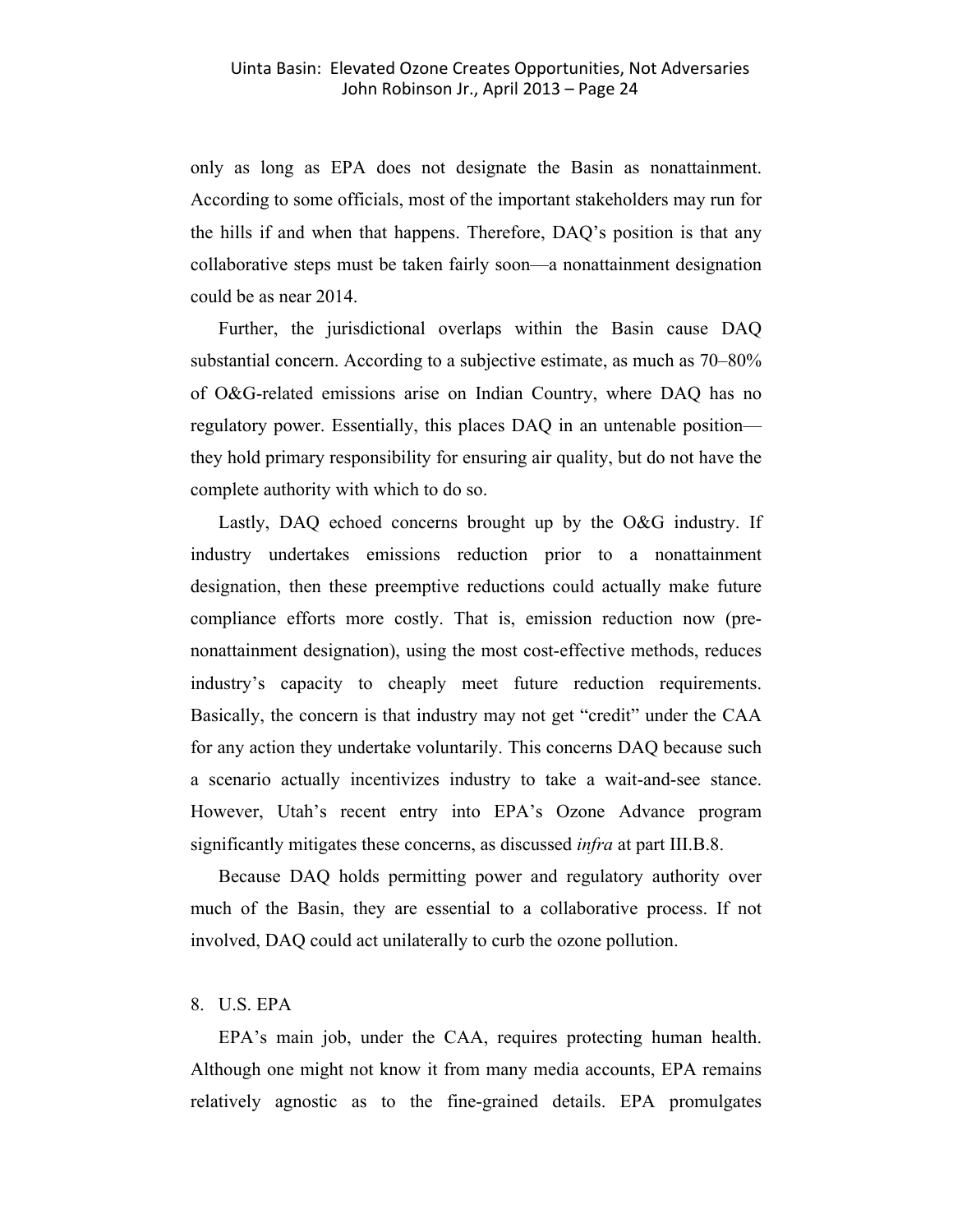only as long as EPA does not designate the Basin as nonattainment. According to some officials, most of the important stakeholders may run for the hills if and when that happens. Therefore, DAQ's position is that any collaborative steps must be taken fairly soon—a nonattainment designation could be as near 2014.

Further, the jurisdictional overlaps within the Basin cause DAQ substantial concern. According to a subjective estimate, as much as 70–80% of O&G-related emissions arise on Indian Country, where DAQ has no regulatory power. Essentially, this places DAQ in an untenable position—they hold primary responsibility for ensuring air quality, but do not have the complete authority with which to do so.

Lastly, DAQ echoed concerns brought up by the O&G industry. If industry undertakes emissions reduction prior to a nonattainment designation, then these preemptive reductions could actually make future compliance efforts more costly. That is, emission reduction now (pre-nonattainment designation), using the most cost-effective methods, reduces industry's capacity to cheaply meet future reduction requirements. Basically, the concern is that industry may not get "credit" under the CAA for any action they undertake voluntarily. This concerns DAQ because such a scenario actually incentivizes industry to take a wait-and-see stance. However, Utah's recent entry into EPA's Ozone Advance program significantly mitigates these concerns, as discussed *infra* at part III.B.8.

Because DAQ holds permitting power and regulatory authority over much of the Basin, they are essential to a collaborative process. If not involved, DAQ could act unilaterally to curb the ozone pollution.

8. U.S. EPA

EPA's main job, under the CAA, requires protecting human health. Although one might not know it from many media accounts, EPA remains relatively agnostic as to the fine-grained details. EPA promulgates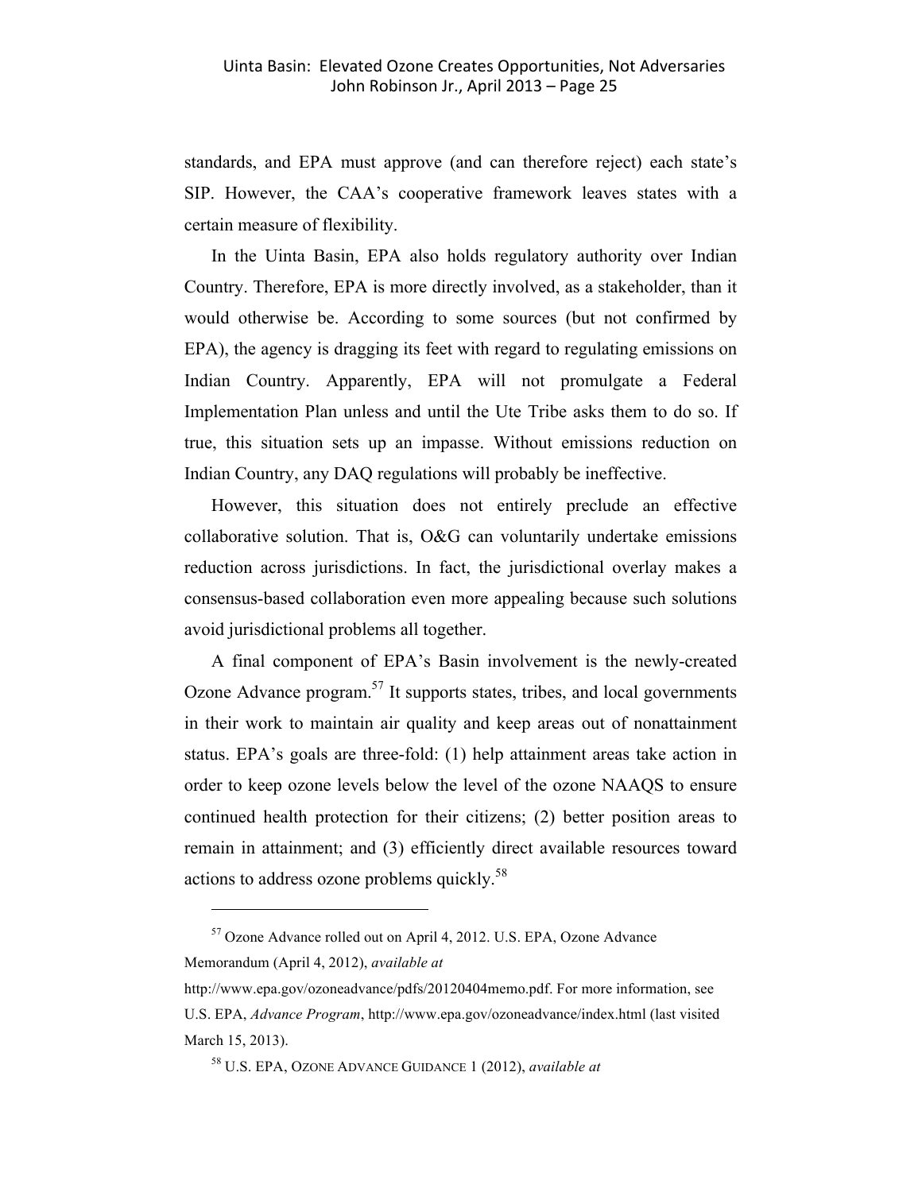standards, and EPA must approve (and can therefore reject) each state's SIP. However, the CAA's cooperative framework leaves states with a certain measure of flexibility.

In the Uinta Basin, EPA also holds regulatory authority over Indian Country. Therefore, EPA is more directly involved, as a stakeholder, than it would otherwise be. According to some sources (but not confirmed by EPA), the agency is dragging its feet with regard to regulating emissions on Indian Country. Apparently, EPA will not promulgate a Federal Implementation Plan unless and until the Ute Tribe asks them to do so. If true, this situation sets up an impasse. Without emissions reduction on Indian Country, any DAQ regulations will probably be ineffective.

However, this situation does not entirely preclude an effective collaborative solution. That is, O&G can voluntarily undertake emissions reduction across jurisdictions. In fact, the jurisdictional overlay makes a consensus-based collaboration even more appealing because such solutions avoid jurisdictional problems all together.

A final component of EPA's Basin involvement is the newly-created Ozone Advance program.[57] It supports states, tribes, and local governments in their work to maintain air quality and keep areas out of nonattainment status. EPA's goals are three-fold: (1) help attainment areas take action in order to keep ozone levels below the level of the ozone NAAQS to ensure continued health protection for their citizens; (2) better position areas to remain in attainment; and (3) efficiently direct available resources toward actions to address ozone problems quickly.[58]

---

[57] Ozone Advance rolled out on April 4, 2012. U.S. EPA, Ozone Advance Memorandum (April 4, 2012), *available at* http://www.epa.gov/ozoneadvance/pdfs/20120404memo.pdf. For more information, see U.S. EPA, *Advance Program*, http://www.epa.gov/ozoneadvance/index.html (last visited March 15, 2013).

[58] U.S. EPA, OZONE ADVANCE GUIDANCE 1 (2012), *available at*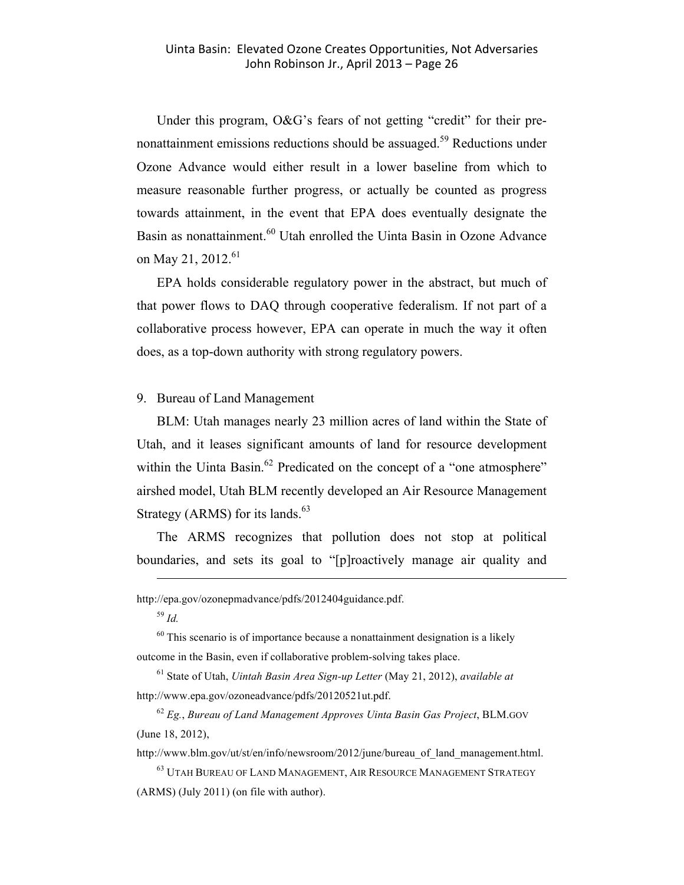Under this program, O&G's fears of not getting "credit" for their pre-nonattainment emissions reductions should be assuaged.[59] Reductions under Ozone Advance would either result in a lower baseline from which to measure reasonable further progress, or actually be counted as progress towards attainment, in the event that EPA does eventually designate the Basin as nonattainment.[60] Utah enrolled the Uinta Basin in Ozone Advance on May 21, 2012.[61]

EPA holds considerable regulatory power in the abstract, but much of that power flows to DAQ through cooperative federalism. If not part of a collaborative process however, EPA can operate in much the way it often does, as a top-down authority with strong regulatory powers.

9. Bureau of Land Management

BLM: Utah manages nearly 23 million acres of land within the State of Utah, and it leases significant amounts of land for resource development within the Uinta Basin.[62] Predicated on the concept of a "one atmosphere" airshed model, Utah BLM recently developed an Air Resource Management Strategy (ARMS) for its lands.[63]

The ARMS recognizes that pollution does not stop at political boundaries, and sets its goal to "[p]roactively manage air quality and

---

http://epa.gov/ozonepmadvance/pdfs/2012404guidance.pdf.

[59] *Id.*

[60] This scenario is of importance because a nonattainment designation is a likely outcome in the Basin, even if collaborative problem-solving takes place.

[61] State of Utah, *Uintah Basin Area Sign-up Letter* (May 21, 2012), *available at* http://www.epa.gov/ozoneadvance/pdfs/20120521ut.pdf.

[62] *Eg.*, *Bureau of Land Management Approves Uinta Basin Gas Project*, BLM.GOV (June 18, 2012), http://www.blm.gov/ut/st/en/info/newsroom/2012/june/bureau_of_land_management.html.

[63] UTAH BUREAU OF LAND MANAGEMENT, AIR RESOURCE MANAGEMENT STRATEGY (ARMS) (July 2011) (on file with author).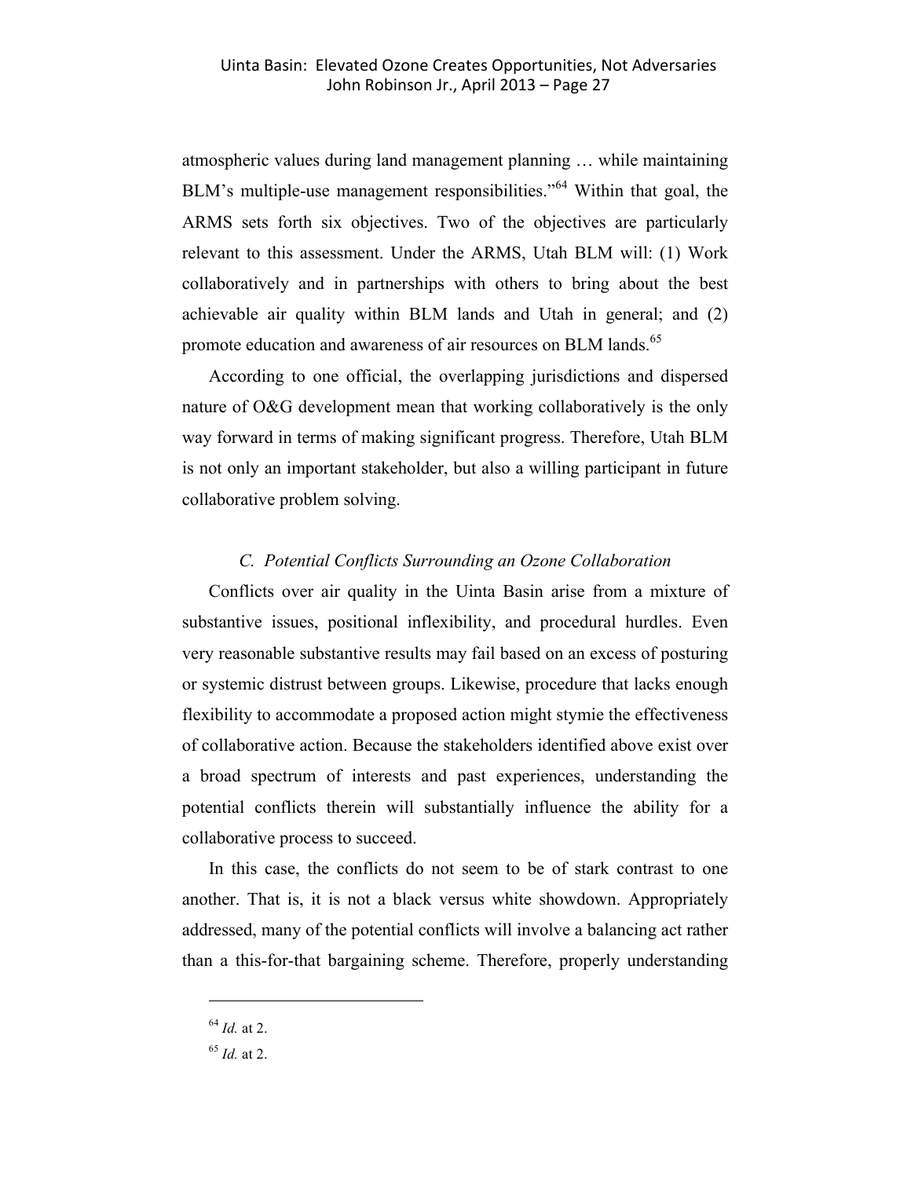atmospheric values during land management planning … while maintaining BLM's multiple-use management responsibilities."[64] Within that goal, the ARMS sets forth six objectives. Two of the objectives are particularly relevant to this assessment. Under the ARMS, Utah BLM will: (1) Work collaboratively and in partnerships with others to bring about the best achievable air quality within BLM lands and Utah in general; and (2) promote education and awareness of air resources on BLM lands.[65]

According to one official, the overlapping jurisdictions and dispersed nature of O&G development mean that working collaboratively is the only way forward in terms of making significant progress. Therefore, Utah BLM is not only an important stakeholder, but also a willing participant in future collaborative problem solving.

### *C. Potential Conflicts Surrounding an Ozone Collaboration*

Conflicts over air quality in the Uinta Basin arise from a mixture of substantive issues, positional inflexibility, and procedural hurdles. Even very reasonable substantive results may fail based on an excess of posturing or systemic distrust between groups. Likewise, procedure that lacks enough flexibility to accommodate a proposed action might stymie the effectiveness of collaborative action. Because the stakeholders identified above exist over a broad spectrum of interests and past experiences, understanding the potential conflicts therein will substantially influence the ability for a collaborative process to succeed.

In this case, the conflicts do not seem to be of stark contrast to one another. That is, it is not a black versus white showdown. Appropriately addressed, many of the potential conflicts will involve a balancing act rather than a this-for-that bargaining scheme. Therefore, properly understanding

---

[64] *Id.* at 2.

[65] *Id.* at 2.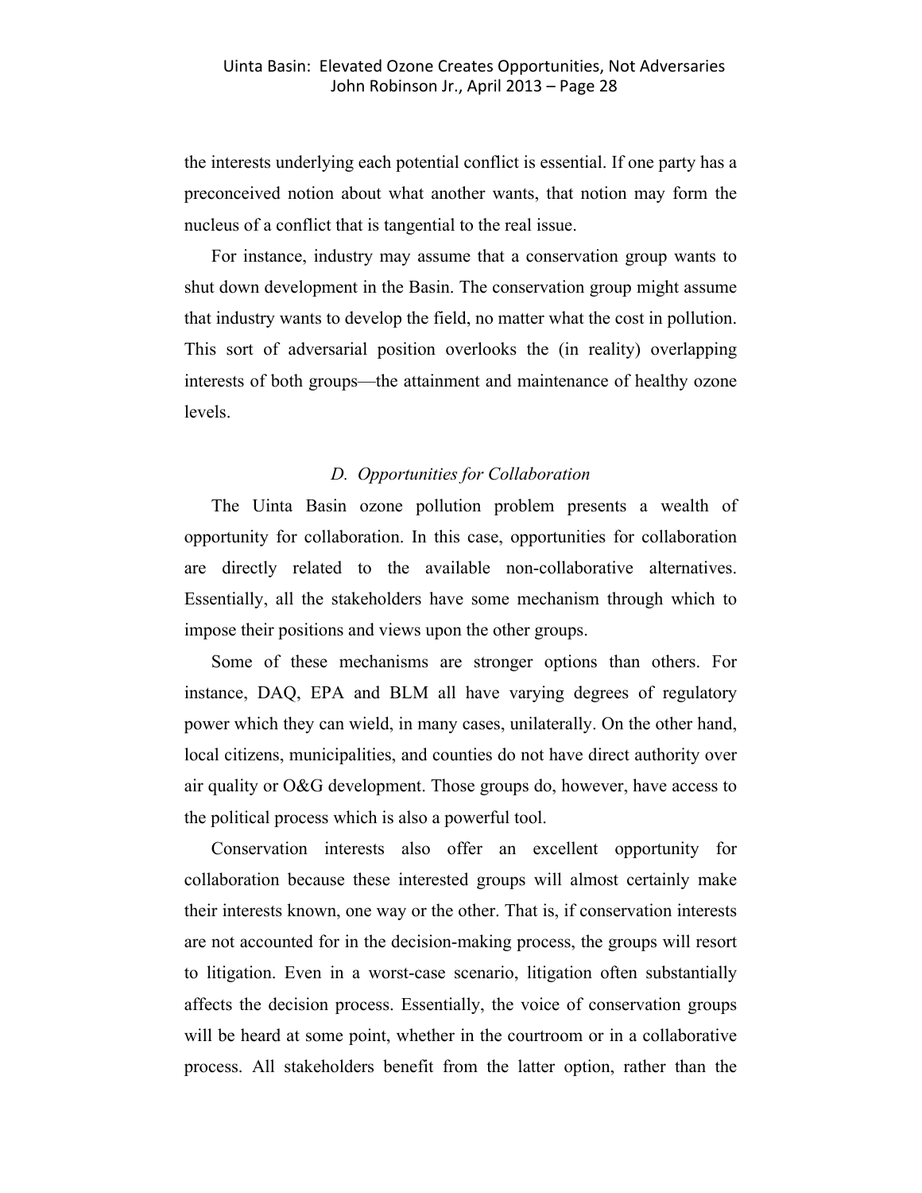the interests underlying each potential conflict is essential. If one party has a preconceived notion about what another wants, that notion may form the nucleus of a conflict that is tangential to the real issue.

For instance, industry may assume that a conservation group wants to shut down development in the Basin. The conservation group might assume that industry wants to develop the field, no matter what the cost in pollution. This sort of adversarial position overlooks the (in reality) overlapping interests of both groups—the attainment and maintenance of healthy ozone levels.

### *D. Opportunities for Collaboration*

The Uinta Basin ozone pollution problem presents a wealth of opportunity for collaboration. In this case, opportunities for collaboration are directly related to the available non-collaborative alternatives. Essentially, all the stakeholders have some mechanism through which to impose their positions and views upon the other groups.

Some of these mechanisms are stronger options than others. For instance, DAQ, EPA and BLM all have varying degrees of regulatory power which they can wield, in many cases, unilaterally. On the other hand, local citizens, municipalities, and counties do not have direct authority over air quality or O&G development. Those groups do, however, have access to the political process which is also a powerful tool.

Conservation interests also offer an excellent opportunity for collaboration because these interested groups will almost certainly make their interests known, one way or the other. That is, if conservation interests are not accounted for in the decision-making process, the groups will resort to litigation. Even in a worst-case scenario, litigation often substantially affects the decision process. Essentially, the voice of conservation groups will be heard at some point, whether in the courtroom or in a collaborative process. All stakeholders benefit from the latter option, rather than the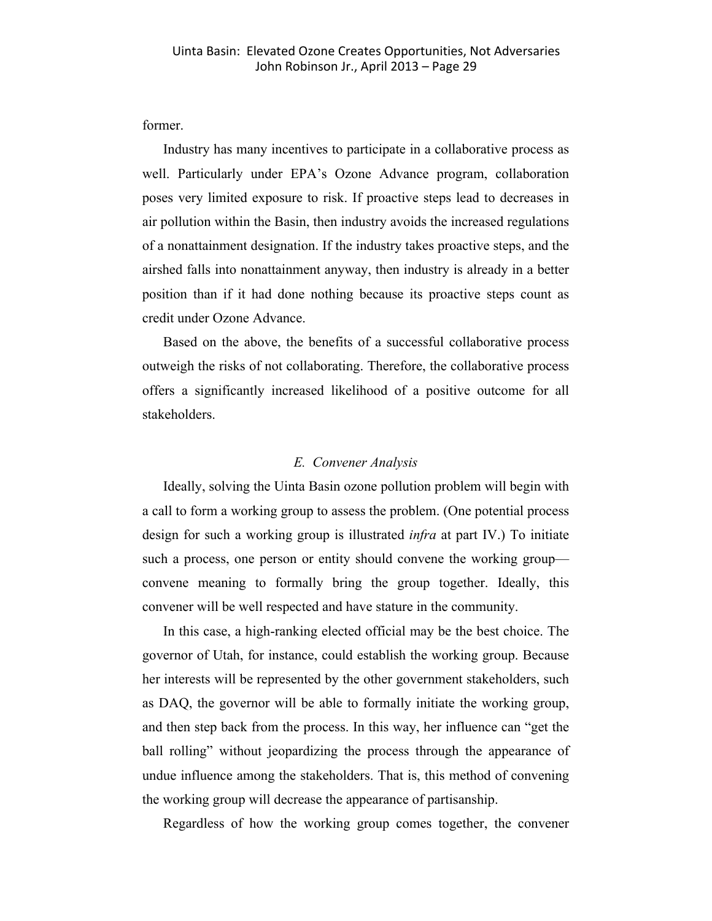former.

Industry has many incentives to participate in a collaborative process as well. Particularly under EPA's Ozone Advance program, collaboration poses very limited exposure to risk. If proactive steps lead to decreases in air pollution within the Basin, then industry avoids the increased regulations of a nonattainment designation. If the industry takes proactive steps, and the airshed falls into nonattainment anyway, then industry is already in a better position than if it had done nothing because its proactive steps count as credit under Ozone Advance.

Based on the above, the benefits of a successful collaborative process outweigh the risks of not collaborating. Therefore, the collaborative process offers a significantly increased likelihood of a positive outcome for all stakeholders.

### *E. Convener Analysis*

Ideally, solving the Uinta Basin ozone pollution problem will begin with a call to form a working group to assess the problem. (One potential process design for such a working group is illustrated *infra* at part IV.) To initiate such a process, one person or entity should convene the working group—convene meaning to formally bring the group together. Ideally, this convener will be well respected and have stature in the community.

In this case, a high-ranking elected official may be the best choice. The governor of Utah, for instance, could establish the working group. Because her interests will be represented by the other government stakeholders, such as DAQ, the governor will be able to formally initiate the working group, and then step back from the process. In this way, her influence can "get the ball rolling" without jeopardizing the process through the appearance of undue influence among the stakeholders. That is, this method of convening the working group will decrease the appearance of partisanship.

Regardless of how the working group comes together, the convener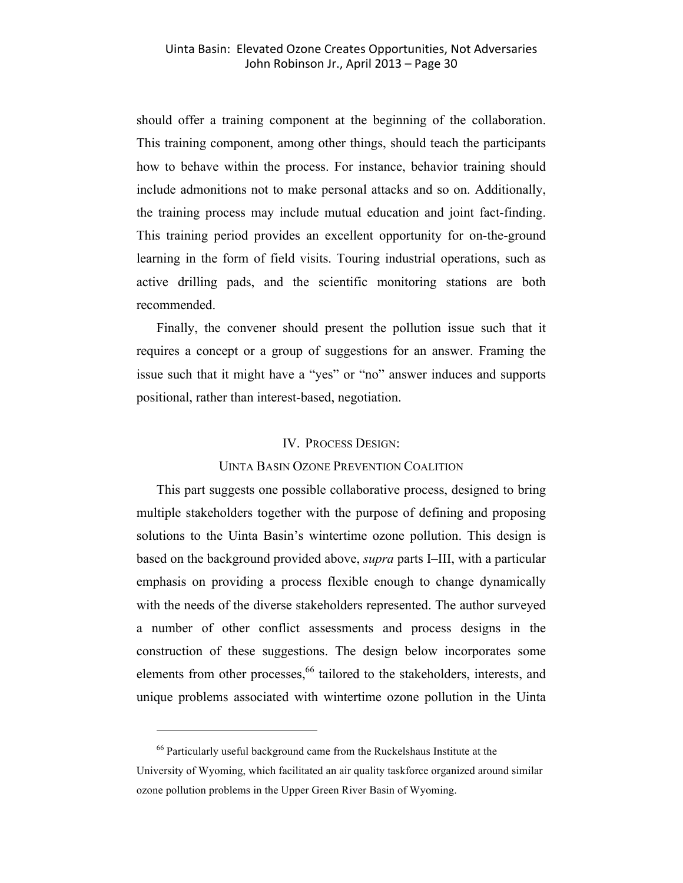should offer a training component at the beginning of the collaboration. This training component, among other things, should teach the participants how to behave within the process. For instance, behavior training should include admonitions not to make personal attacks and so on. Additionally, the training process may include mutual education and joint fact-finding. This training period provides an excellent opportunity for on-the-ground learning in the form of field visits. Touring industrial operations, such as active drilling pads, and the scientific monitoring stations are both recommended.

Finally, the convener should present the pollution issue such that it requires a concept or a group of suggestions for an answer. Framing the issue such that it might have a "yes" or "no" answer induces and supports positional, rather than interest-based, negotiation.

## IV. Process Design: Uinta Basin Ozone Prevention Coalition

This part suggests one possible collaborative process, designed to bring multiple stakeholders together with the purpose of defining and proposing solutions to the Uinta Basin's wintertime ozone pollution. This design is based on the background provided above, *supra* parts I–III, with a particular emphasis on providing a process flexible enough to change dynamically with the needs of the diverse stakeholders represented. The author surveyed a number of other conflict assessments and process designs in the construction of these suggestions. The design below incorporates some elements from other processes,[66] tailored to the stakeholders, interests, and unique problems associated with wintertime ozone pollution in the Uinta

---

[66] Particularly useful background came from the Ruckelshaus Institute at the University of Wyoming, which facilitated an air quality taskforce organized around similar ozone pollution problems in the Upper Green River Basin of Wyoming.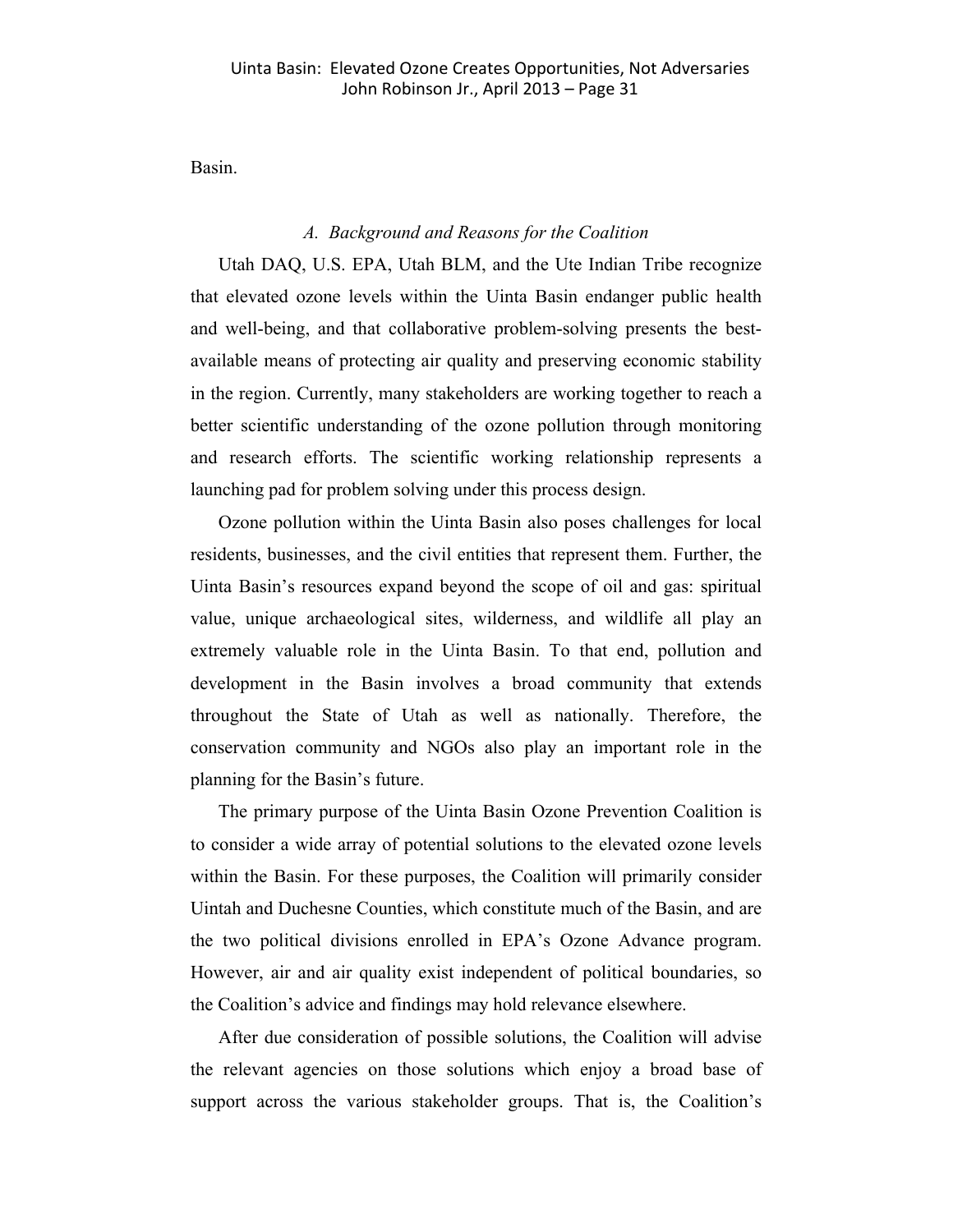Basin.

### *A. Background and Reasons for the Coalition*

Utah DAQ, U.S. EPA, Utah BLM, and the Ute Indian Tribe recognize that elevated ozone levels within the Uinta Basin endanger public health and well-being, and that collaborative problem-solving presents the best-available means of protecting air quality and preserving economic stability in the region. Currently, many stakeholders are working together to reach a better scientific understanding of the ozone pollution through monitoring and research efforts. The scientific working relationship represents a launching pad for problem solving under this process design.

Ozone pollution within the Uinta Basin also poses challenges for local residents, businesses, and the civil entities that represent them. Further, the Uinta Basin's resources expand beyond the scope of oil and gas: spiritual value, unique archaeological sites, wilderness, and wildlife all play an extremely valuable role in the Uinta Basin. To that end, pollution and development in the Basin involves a broad community that extends throughout the State of Utah as well as nationally. Therefore, the conservation community and NGOs also play an important role in the planning for the Basin's future.

The primary purpose of the Uinta Basin Ozone Prevention Coalition is to consider a wide array of potential solutions to the elevated ozone levels within the Basin. For these purposes, the Coalition will primarily consider Uintah and Duchesne Counties, which constitute much of the Basin, and are the two political divisions enrolled in EPA's Ozone Advance program. However, air and air quality exist independent of political boundaries, so the Coalition's advice and findings may hold relevance elsewhere.

After due consideration of possible solutions, the Coalition will advise the relevant agencies on those solutions which enjoy a broad base of support across the various stakeholder groups. That is, the Coalition's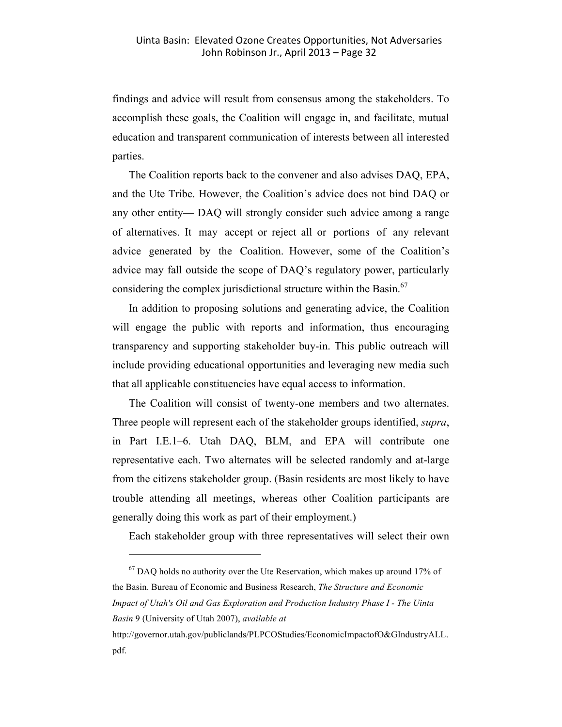findings and advice will result from consensus among the stakeholders. To accomplish these goals, the Coalition will engage in, and facilitate, mutual education and transparent communication of interests between all interested parties.

The Coalition reports back to the convener and also advises DAQ, EPA, and the Ute Tribe. However, the Coalition's advice does not bind DAQ or any other entity— DAQ will strongly consider such advice among a range of alternatives. It may accept or reject all or portions of any relevant advice generated by the Coalition. However, some of the Coalition's advice may fall outside the scope of DAQ's regulatory power, particularly considering the complex jurisdictional structure within the Basin.[67]

In addition to proposing solutions and generating advice, the Coalition will engage the public with reports and information, thus encouraging transparency and supporting stakeholder buy-in. This public outreach will include providing educational opportunities and leveraging new media such that all applicable constituencies have equal access to information.

The Coalition will consist of twenty-one members and two alternates. Three people will represent each of the stakeholder groups identified, *supra*, in Part I.E.1–6. Utah DAQ, BLM, and EPA will contribute one representative each. Two alternates will be selected randomly and at-large from the citizens stakeholder group. (Basin residents are most likely to have trouble attending all meetings, whereas other Coalition participants are generally doing this work as part of their employment.)

Each stakeholder group with three representatives will select their own

---

[67] DAQ holds no authority over the Ute Reservation, which makes up around 17% of the Basin. Bureau of Economic and Business Research, *The Structure and Economic Impact of Utah's Oil and Gas Exploration and Production Industry Phase I - The Uinta Basin* 9 (University of Utah 2007), *available at* http://governor.utah.gov/publiclands/PLPCOStudies/EconomicImpactofO&GIndustryALL.pdf.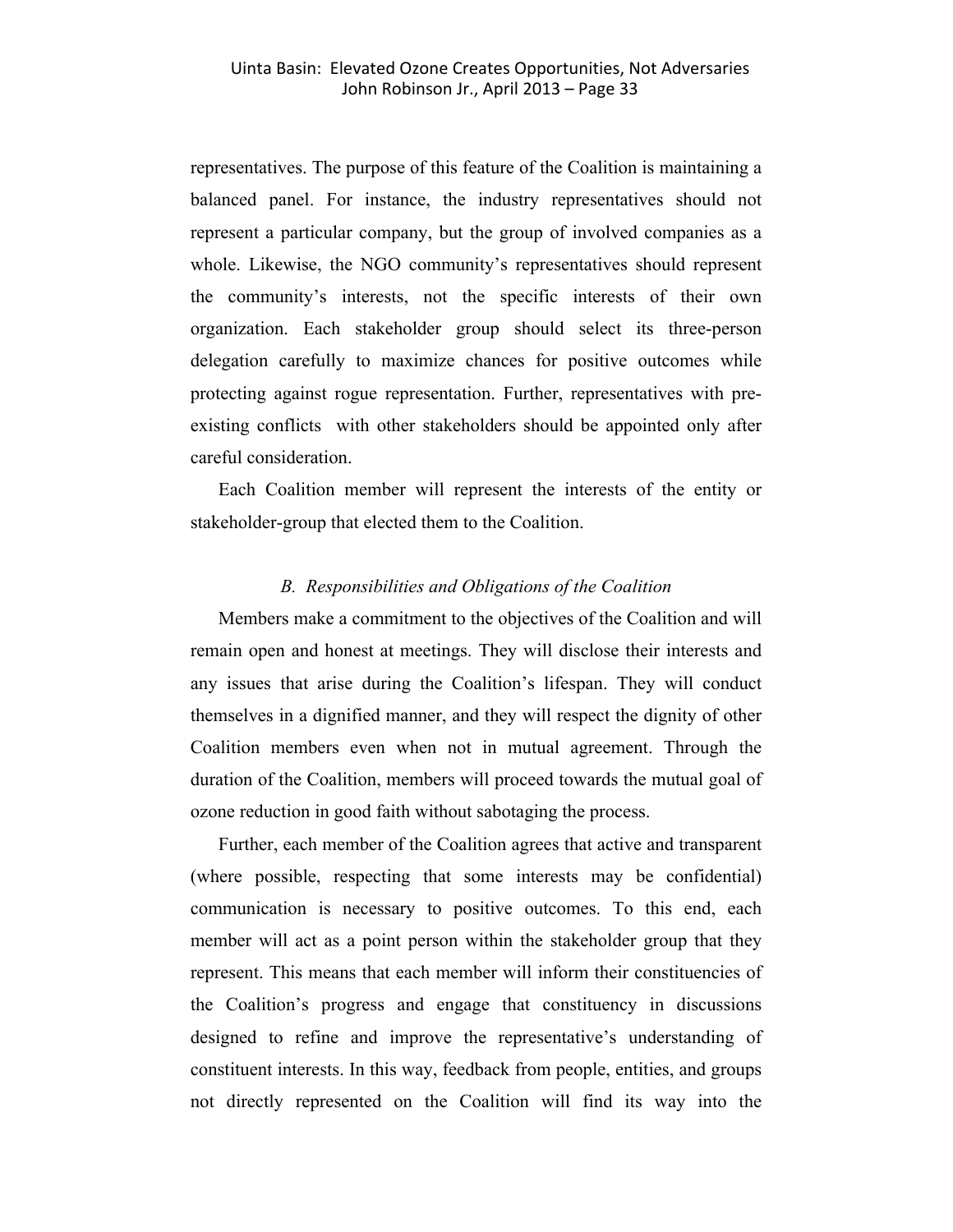representatives. The purpose of this feature of the Coalition is maintaining a balanced panel. For instance, the industry representatives should not represent a particular company, but the group of involved companies as a whole. Likewise, the NGO community's representatives should represent the community's interests, not the specific interests of their own organization. Each stakeholder group should select its three-person delegation carefully to maximize chances for positive outcomes while protecting against rogue representation. Further, representatives with pre-existing conflicts with other stakeholders should be appointed only after careful consideration.

Each Coalition member will represent the interests of the entity or stakeholder-group that elected them to the Coalition.

### *B. Responsibilities and Obligations of the Coalition*

Members make a commitment to the objectives of the Coalition and will remain open and honest at meetings. They will disclose their interests and any issues that arise during the Coalition's lifespan. They will conduct themselves in a dignified manner, and they will respect the dignity of other Coalition members even when not in mutual agreement. Through the duration of the Coalition, members will proceed towards the mutual goal of ozone reduction in good faith without sabotaging the process.

Further, each member of the Coalition agrees that active and transparent (where possible, respecting that some interests may be confidential) communication is necessary to positive outcomes. To this end, each member will act as a point person within the stakeholder group that they represent. This means that each member will inform their constituencies of the Coalition's progress and engage that constituency in discussions designed to refine and improve the representative's understanding of constituent interests. In this way, feedback from people, entities, and groups not directly represented on the Coalition will find its way into the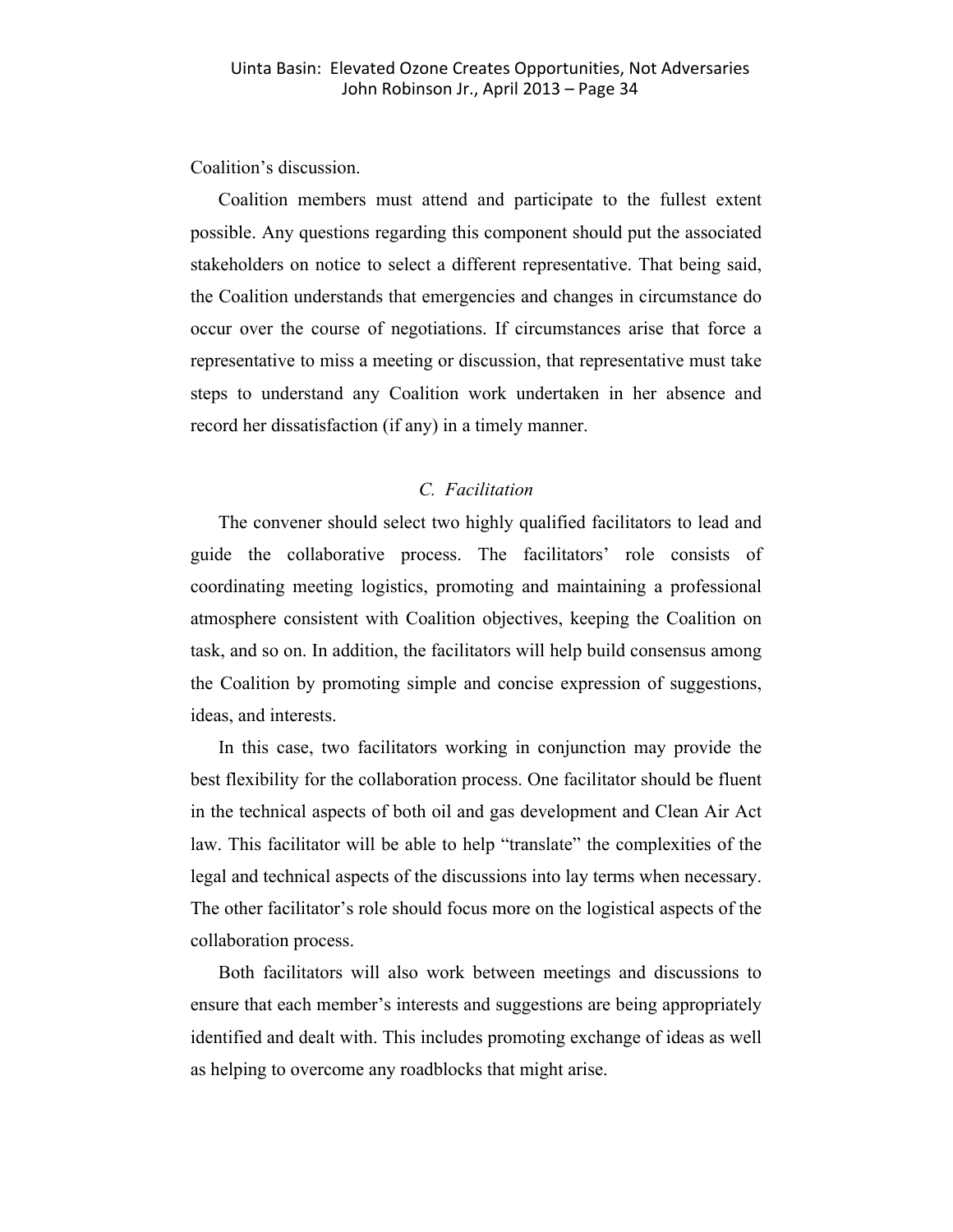Coalition's discussion.

Coalition members must attend and participate to the fullest extent possible. Any questions regarding this component should put the associated stakeholders on notice to select a different representative. That being said, the Coalition understands that emergencies and changes in circumstance do occur over the course of negotiations. If circumstances arise that force a representative to miss a meeting or discussion, that representative must take steps to understand any Coalition work undertaken in her absence and record her dissatisfaction (if any) in a timely manner.

### *C. Facilitation*

The convener should select two highly qualified facilitators to lead and guide the collaborative process. The facilitators' role consists of coordinating meeting logistics, promoting and maintaining a professional atmosphere consistent with Coalition objectives, keeping the Coalition on task, and so on. In addition, the facilitators will help build consensus among the Coalition by promoting simple and concise expression of suggestions, ideas, and interests.

In this case, two facilitators working in conjunction may provide the best flexibility for the collaboration process. One facilitator should be fluent in the technical aspects of both oil and gas development and Clean Air Act law. This facilitator will be able to help "translate" the complexities of the legal and technical aspects of the discussions into lay terms when necessary. The other facilitator's role should focus more on the logistical aspects of the collaboration process.

Both facilitators will also work between meetings and discussions to ensure that each member's interests and suggestions are being appropriately identified and dealt with. This includes promoting exchange of ideas as well as helping to overcome any roadblocks that might arise.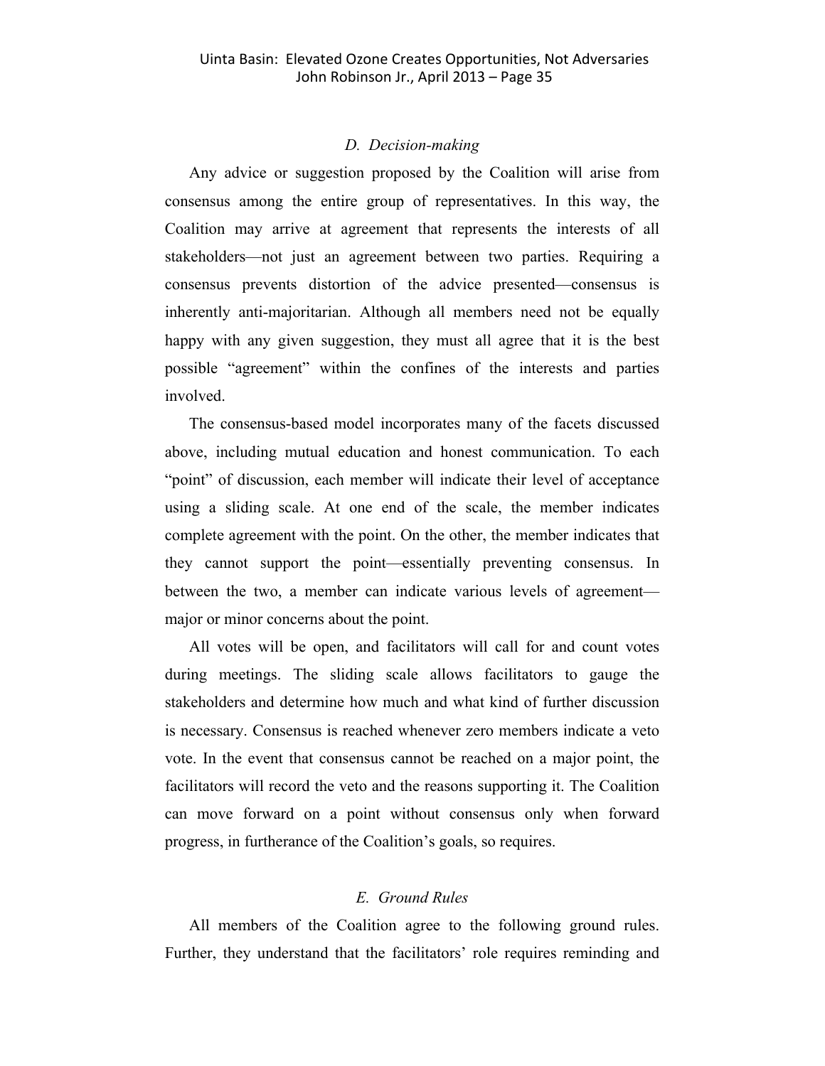### *D. Decision-making*

Any advice or suggestion proposed by the Coalition will arise from consensus among the entire group of representatives. In this way, the Coalition may arrive at agreement that represents the interests of all stakeholders—not just an agreement between two parties. Requiring a consensus prevents distortion of the advice presented—consensus is inherently anti-majoritarian. Although all members need not be equally happy with any given suggestion, they must all agree that it is the best possible "agreement" within the confines of the interests and parties involved.

The consensus-based model incorporates many of the facets discussed above, including mutual education and honest communication. To each "point" of discussion, each member will indicate their level of acceptance using a sliding scale. At one end of the scale, the member indicates complete agreement with the point. On the other, the member indicates that they cannot support the point—essentially preventing consensus. In between the two, a member can indicate various levels of agreement—major or minor concerns about the point.

All votes will be open, and facilitators will call for and count votes during meetings. The sliding scale allows facilitators to gauge the stakeholders and determine how much and what kind of further discussion is necessary. Consensus is reached whenever zero members indicate a veto vote. In the event that consensus cannot be reached on a major point, the facilitators will record the veto and the reasons supporting it. The Coalition can move forward on a point without consensus only when forward progress, in furtherance of the Coalition's goals, so requires.

### *E. Ground Rules*

All members of the Coalition agree to the following ground rules. Further, they understand that the facilitators' role requires reminding and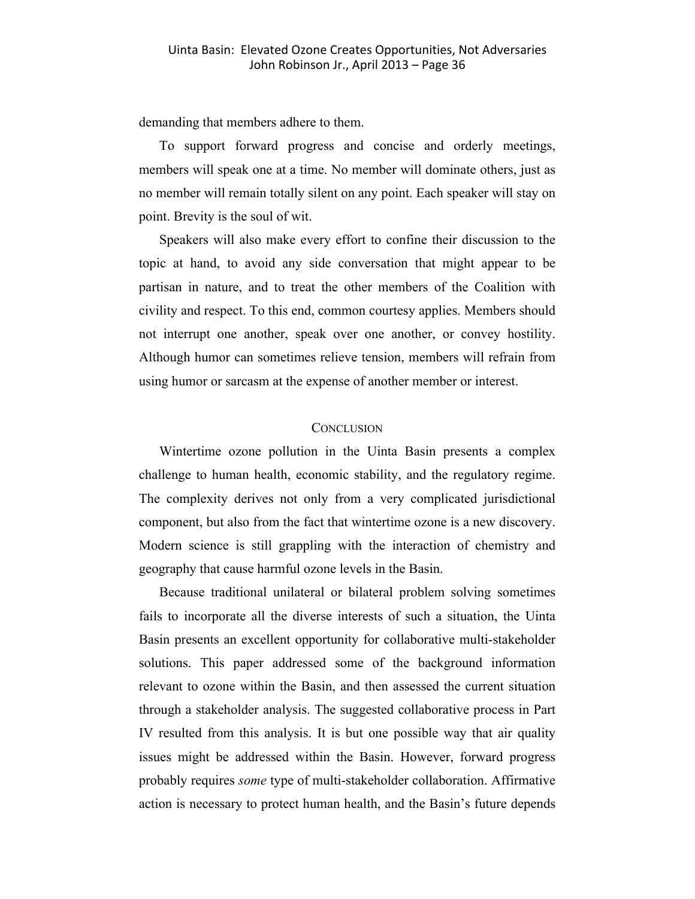demanding that members adhere to them.

To support forward progress and concise and orderly meetings, members will speak one at a time. No member will dominate others, just as no member will remain totally silent on any point. Each speaker will stay on point. Brevity is the soul of wit.

Speakers will also make every effort to confine their discussion to the topic at hand, to avoid any side conversation that might appear to be partisan in nature, and to treat the other members of the Coalition with civility and respect. To this end, common courtesy applies. Members should not interrupt one another, speak over one another, or convey hostility. Although humor can sometimes relieve tension, members will refrain from using humor or sarcasm at the expense of another member or interest.

## CONCLUSION

Wintertime ozone pollution in the Uinta Basin presents a complex challenge to human health, economic stability, and the regulatory regime. The complexity derives not only from a very complicated jurisdictional component, but also from the fact that wintertime ozone is a new discovery. Modern science is still grappling with the interaction of chemistry and geography that cause harmful ozone levels in the Basin.

Because traditional unilateral or bilateral problem solving sometimes fails to incorporate all the diverse interests of such a situation, the Uinta Basin presents an excellent opportunity for collaborative multi-stakeholder solutions. This paper addressed some of the background information relevant to ozone within the Basin, and then assessed the current situation through a stakeholder analysis. The suggested collaborative process in Part IV resulted from this analysis. It is but one possible way that air quality issues might be addressed within the Basin. However, forward progress probably requires *some* type of multi-stakeholder collaboration. Affirmative action is necessary to protect human health, and the Basin's future depends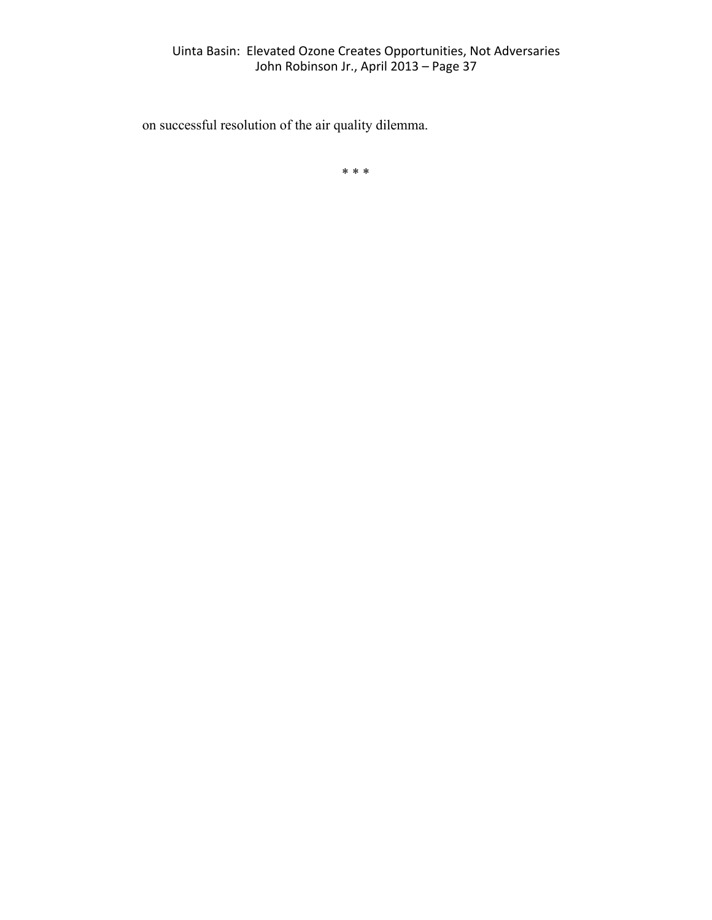on successful resolution of the air quality dilemma.

* * *